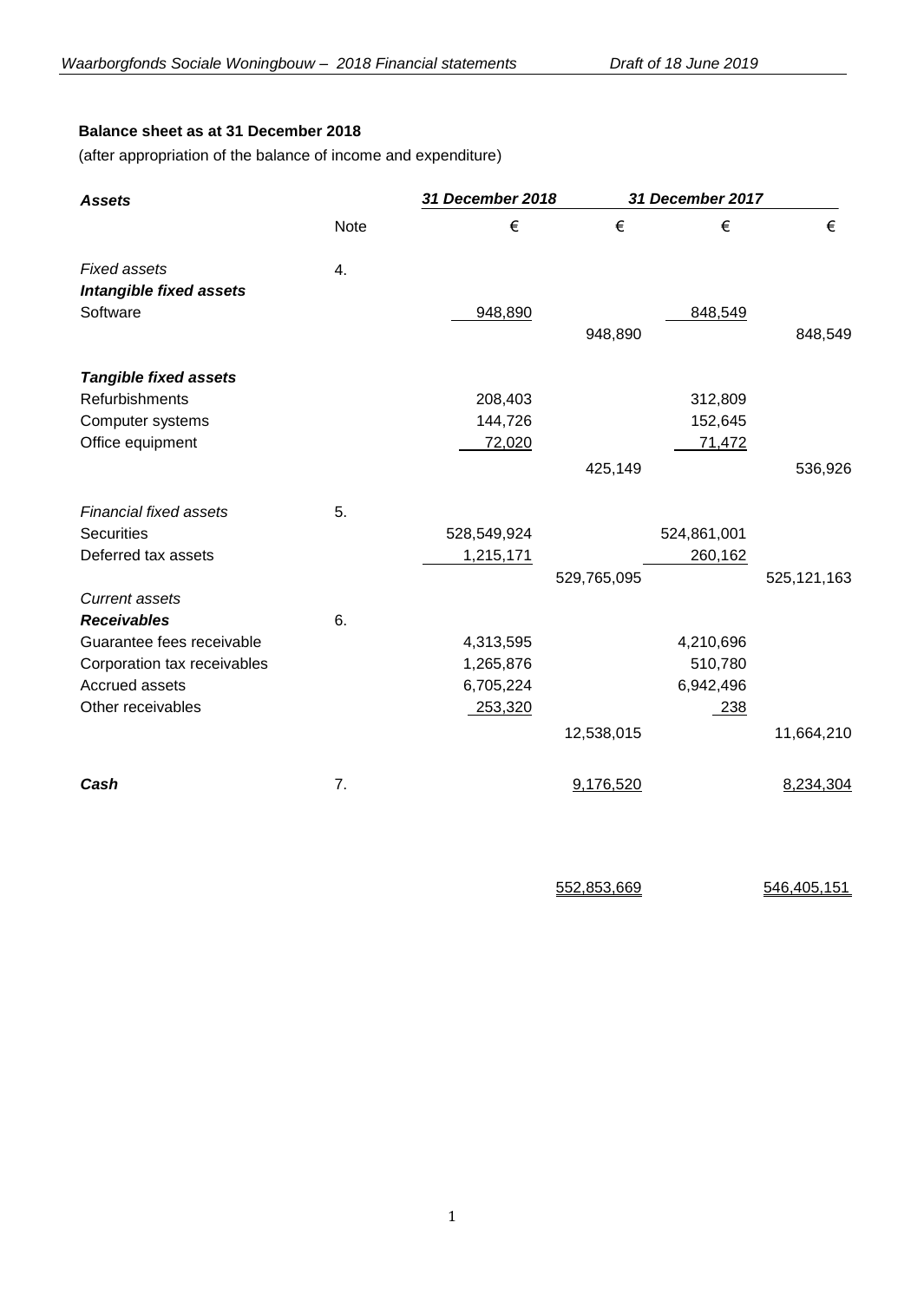**Balance sheet as at 31 December 2018**

(after appropriation of the balance of income and expenditure)

| ***Assets*** | | ***31 December 2018*** | | ***31 December 2017*** | |
|---|---|---|---|---|---|
| | Note | € | € | € | € |
| *Fixed assets* | 4. | | | | |
| ***Intangible fixed assets*** | | | | | |
| Software | | 948,890 | | 848,549 | |
| | | | 948,890 | | 848,549 |
| ***Tangible fixed assets*** | | | | | |
| Refurbishments | | 208,403 | | 312,809 | |
| Computer systems | | 144,726 | | 152,645 | |
| Office equipment | | 72,020 | | 71,472 | |
| | | | 425,149 | | 536,926 |
| *Financial fixed assets* | 5. | | | | |
| Securities | | 528,549,924 | | 524,861,001 | |
| Deferred tax assets | | 1,215,171 | | 260,162 | |
| | | | 529,765,095 | | 525,121,163 |
| *Current assets* | | | | | |
| ***Receivables*** | 6. | | | | |
| Guarantee fees receivable | | 4,313,595 | | 4,210,696 | |
| Corporation tax receivables | | 1,265,876 | | 510,780 | |
| Accrued assets | | 6,705,224 | | 6,942,496 | |
| Other receivables | | 253,320 | | 238 | |
| | | | 12,538,015 | | 11,664,210 |
| ***Cash*** | 7. | | 9,176,520 | | 8,234,304 |
| | | | 552,853,669 | | 546,405,151 |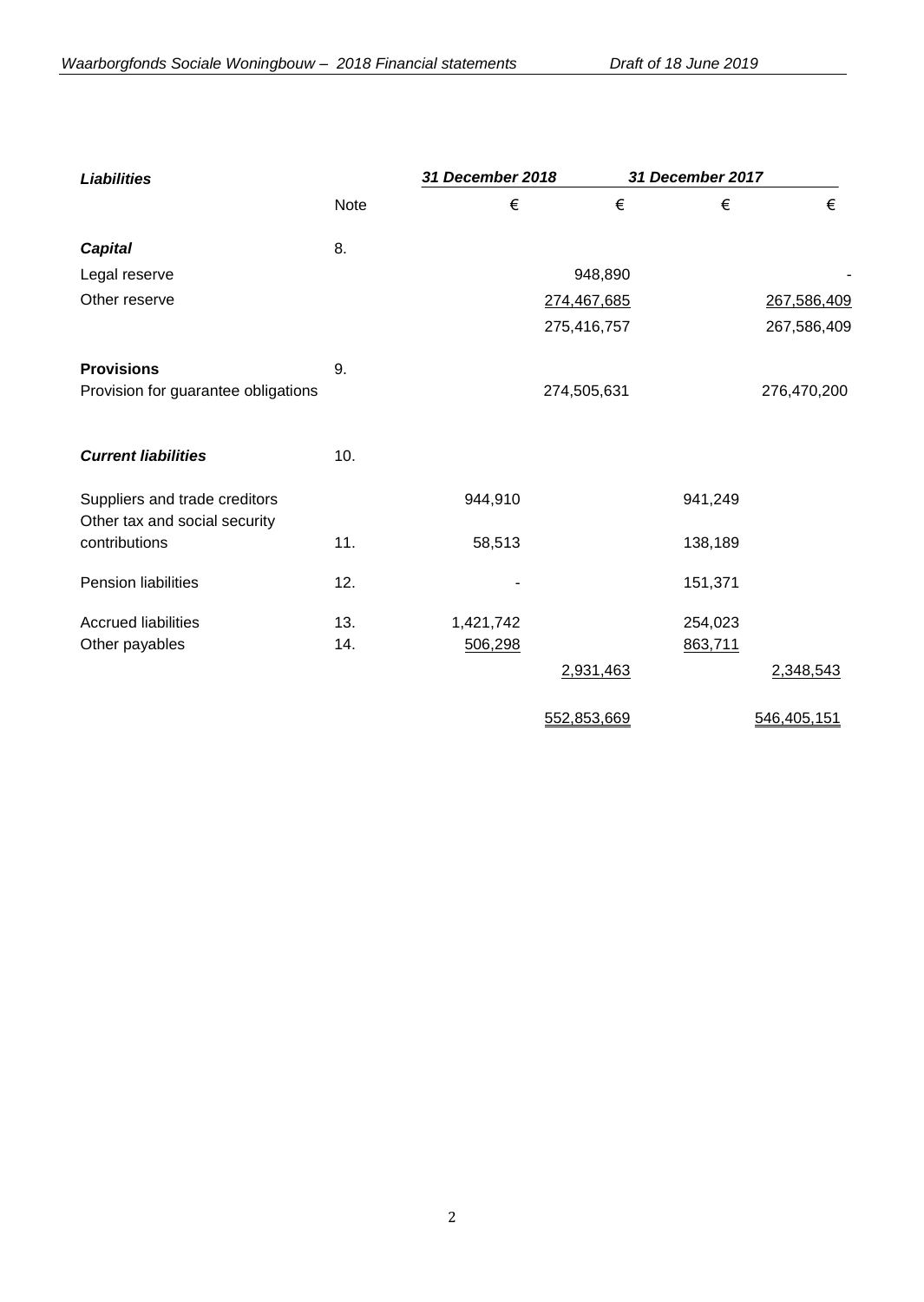| *Liabilities* | | *31 December 2018* | | *31 December 2017* | |
|---|---|---|---|---|---|
| | Note | € | € | € | € |
| ***Capital*** | 8. | | | | |
| Legal reserve | | | 948,890 | | - |
| Other reserve | | | 274,467,685 | | 267,586,409 |
| | | | 275,416,757 | | 267,586,409 |
| **Provisions** | 9. | | | | |
| Provision for guarantee obligations | | | 274,505,631 | | 276,470,200 |
| ***Current liabilities*** | 10. | | | | |
| Suppliers and trade creditors | | 944,910 | | 941,249 | |
| Other tax and social security contributions | 11. | 58,513 | | 138,189 | |
| Pension liabilities | 12. | - | | 151,371 | |
| Accrued liabilities | 13. | 1,421,742 | | 254,023 | |
| Other payables | 14. | 506,298 | | 863,711 | |
| | | | 2,931,463 | | 2,348,543 |
| | | | 552,853,669 | | 546,405,151 |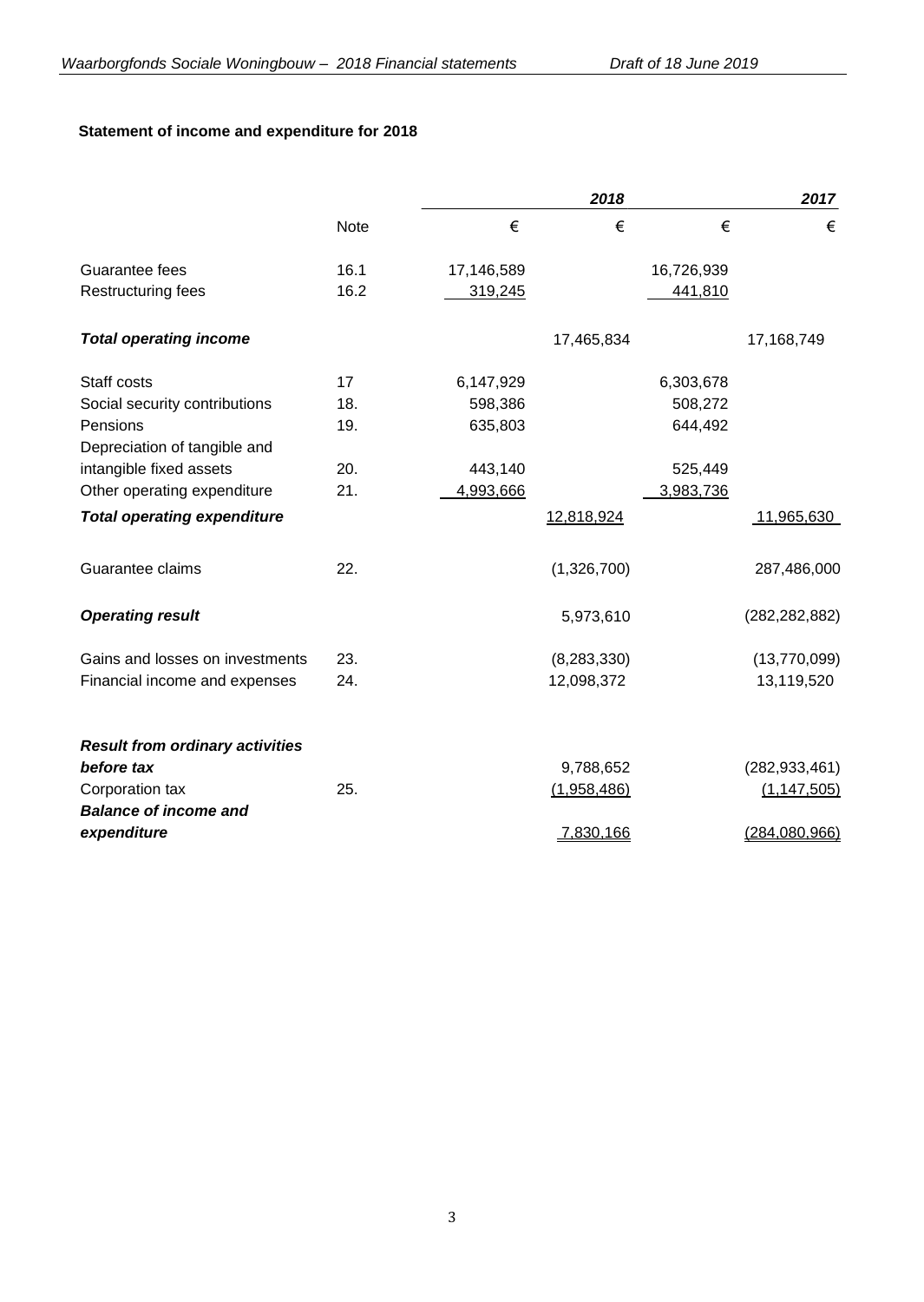**Statement of income and expenditure for 2018**

| | Note | | *2018* | | *2017* |
|---|---|---|---|---|---|
| | | € | € | € | € |
| Guarantee fees | 16.1 | 17,146,589 | | 16,726,939 | |
| Restructuring fees | 16.2 | 319,245 | | 441,810 | |
| ***Total operating income*** | | | 17,465,834 | | 17,168,749 |
| Staff costs | 17 | 6,147,929 | | 6,303,678 | |
| Social security contributions | 18. | 598,386 | | 508,272 | |
| Pensions | 19. | 635,803 | | 644,492 | |
| Depreciation of tangible and intangible fixed assets | 20. | 443,140 | | 525,449 | |
| Other operating expenditure | 21. | 4,993,666 | | 3,983,736 | |
| ***Total operating expenditure*** | | | 12,818,924 | | 11,965,630 |
| Guarantee claims | 22. | | (1,326,700) | | 287,486,000 |
| ***Operating result*** | | | 5,973,610 | | (282,282,882) |
| Gains and losses on investments | 23. | | (8,283,330) | | (13,770,099) |
| Financial income and expenses | 24. | | 12,098,372 | | 13,119,520 |
| ***Result from ordinary activities before tax*** | | | 9,788,652 | | (282,933,461) |
| Corporation tax | 25. | | (1,958,486) | | (1,147,505) |
| ***Balance of income and expenditure*** | | | 7,830,166 | | (284,080,966) |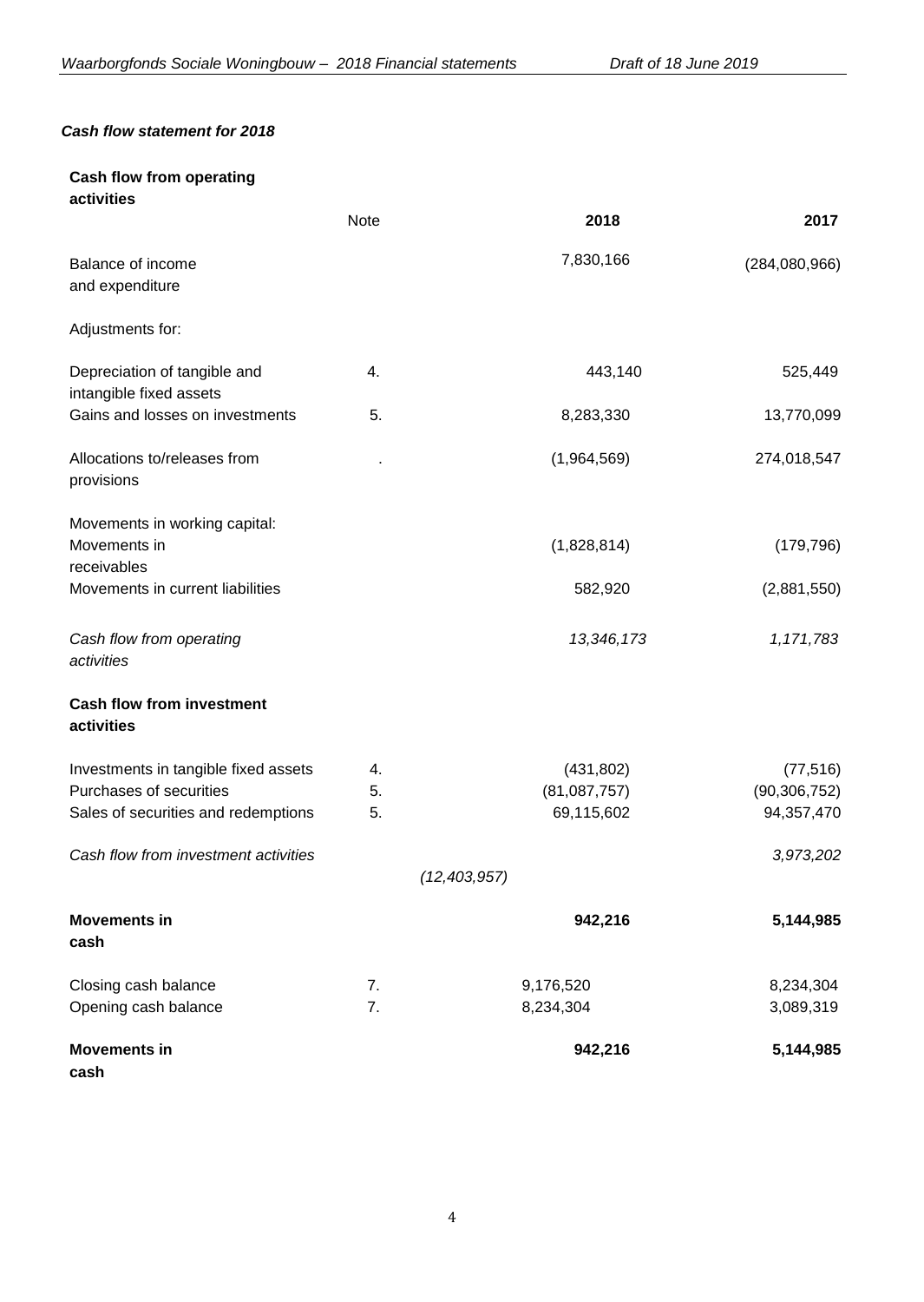*Cash flow statement for 2018*

| **Cash flow from operating activities** | Note | 2018 | 2017 |
|---|---|---|---|
| Balance of income and expenditure | | 7,830,166 | (284,080,966) |
| Adjustments for: | | | |
| Depreciation of tangible and intangible fixed assets | 4. | 443,140 | 525,449 |
| Gains and losses on investments | 5. | 8,283,330 | 13,770,099 |
| Allocations to/releases from provisions | . | (1,964,569) | 274,018,547 |
| Movements in working capital: | | | |
| Movements in receivables | | (1,828,814) | (179,796) |
| Movements in current liabilities | | 582,920 | (2,881,550) |
| *Cash flow from operating activities* | | *13,346,173* | *1,171,783* |
| **Cash flow from investment activities** | | | |
| Investments in tangible fixed assets | 4. | (431,802) | (77,516) |
| Purchases of securities | 5. | (81,087,757) | (90,306,752) |
| Sales of securities and redemptions | 5. | 69,115,602 | 94,357,470 |
| *Cash flow from investment activities* | | *(12,403,957)* | *3,973,202* |
| **Movements in cash** | | **942,216** | **5,144,985** |
| Closing cash balance | 7. | 9,176,520 | 8,234,304 |
| Opening cash balance | 7. | 8,234,304 | 3,089,319 |
| **Movements in cash** | | **942,216** | **5,144,985** |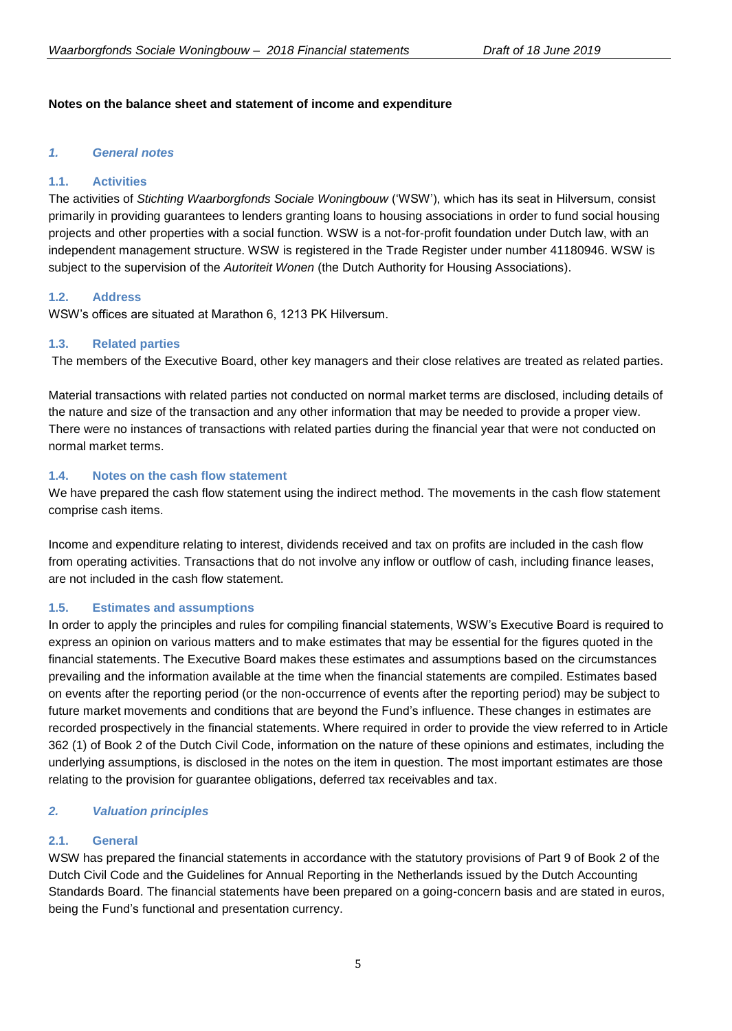**Notes on the balance sheet and statement of income and expenditure**

## *1. General notes*

### 1.1. Activities

The activities of *Stichting Waarborgfonds Sociale Woningbouw* ('WSW'), which has its seat in Hilversum, consist primarily in providing guarantees to lenders granting loans to housing associations in order to fund social housing projects and other properties with a social function. WSW is a not-for-profit foundation under Dutch law, with an independent management structure. WSW is registered in the Trade Register under number 41180946. WSW is subject to the supervision of the *Autoriteit Wonen* (the Dutch Authority for Housing Associations).

### 1.2. Address

WSW's offices are situated at Marathon 6, 1213 PK Hilversum.

### 1.3. Related parties

The members of the Executive Board, other key managers and their close relatives are treated as related parties.

Material transactions with related parties not conducted on normal market terms are disclosed, including details of the nature and size of the transaction and any other information that may be needed to provide a proper view. There were no instances of transactions with related parties during the financial year that were not conducted on normal market terms.

### 1.4. Notes on the cash flow statement

We have prepared the cash flow statement using the indirect method. The movements in the cash flow statement comprise cash items.

Income and expenditure relating to interest, dividends received and tax on profits are included in the cash flow from operating activities. Transactions that do not involve any inflow or outflow of cash, including finance leases, are not included in the cash flow statement.

### 1.5. Estimates and assumptions

In order to apply the principles and rules for compiling financial statements, WSW's Executive Board is required to express an opinion on various matters and to make estimates that may be essential for the figures quoted in the financial statements. The Executive Board makes these estimates and assumptions based on the circumstances prevailing and the information available at the time when the financial statements are compiled. Estimates based on events after the reporting period (or the non-occurrence of events after the reporting period) may be subject to future market movements and conditions that are beyond the Fund's influence. These changes in estimates are recorded prospectively in the financial statements. Where required in order to provide the view referred to in Article 362 (1) of Book 2 of the Dutch Civil Code, information on the nature of these opinions and estimates, including the underlying assumptions, is disclosed in the notes on the item in question. The most important estimates are those relating to the provision for guarantee obligations, deferred tax receivables and tax.

## *2. Valuation principles*

### 2.1. General

WSW has prepared the financial statements in accordance with the statutory provisions of Part 9 of Book 2 of the Dutch Civil Code and the Guidelines for Annual Reporting in the Netherlands issued by the Dutch Accounting Standards Board. The financial statements have been prepared on a going-concern basis and are stated in euros, being the Fund's functional and presentation currency.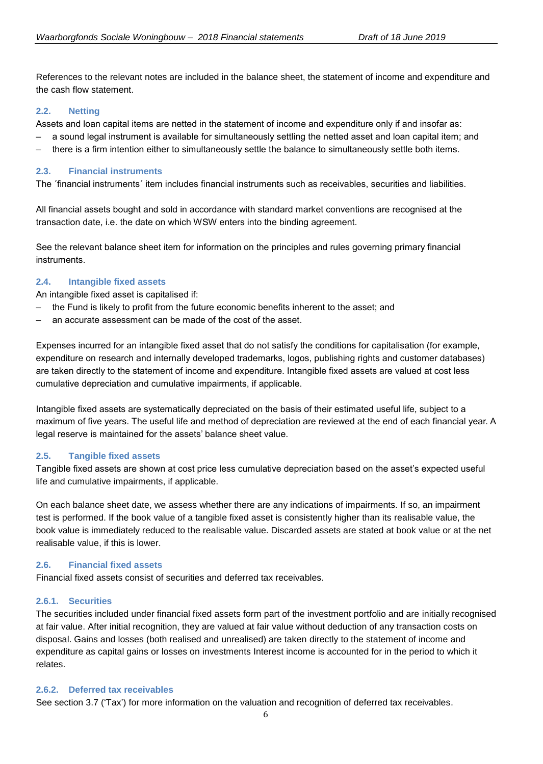References to the relevant notes are included in the balance sheet, the statement of income and expenditure and the cash flow statement.

## 2.2. Netting

Assets and loan capital items are netted in the statement of income and expenditure only if and insofar as:

- a sound legal instrument is available for simultaneously settling the netted asset and loan capital item; and
- there is a firm intention either to simultaneously settle the balance to simultaneously settle both items.

## 2.3. Financial instruments

The ´financial instruments´ item includes financial instruments such as receivables, securities and liabilities.

All financial assets bought and sold in accordance with standard market conventions are recognised at the transaction date, i.e. the date on which WSW enters into the binding agreement.

See the relevant balance sheet item for information on the principles and rules governing primary financial instruments.

## 2.4. Intangible fixed assets

An intangible fixed asset is capitalised if:

- the Fund is likely to profit from the future economic benefits inherent to the asset; and
- an accurate assessment can be made of the cost of the asset.

Expenses incurred for an intangible fixed asset that do not satisfy the conditions for capitalisation (for example, expenditure on research and internally developed trademarks, logos, publishing rights and customer databases) are taken directly to the statement of income and expenditure. Intangible fixed assets are valued at cost less cumulative depreciation and cumulative impairments, if applicable.

Intangible fixed assets are systematically depreciated on the basis of their estimated useful life, subject to a maximum of five years. The useful life and method of depreciation are reviewed at the end of each financial year. A legal reserve is maintained for the assets' balance sheet value.

## 2.5. Tangible fixed assets

Tangible fixed assets are shown at cost price less cumulative depreciation based on the asset's expected useful life and cumulative impairments, if applicable.

On each balance sheet date, we assess whether there are any indications of impairments. If so, an impairment test is performed. If the book value of a tangible fixed asset is consistently higher than its realisable value, the book value is immediately reduced to the realisable value. Discarded assets are stated at book value or at the net realisable value, if this is lower.

## 2.6. Financial fixed assets

Financial fixed assets consist of securities and deferred tax receivables.

### 2.6.1. Securities

The securities included under financial fixed assets form part of the investment portfolio and are initially recognised at fair value. After initial recognition, they are valued at fair value without deduction of any transaction costs on disposal. Gains and losses (both realised and unrealised) are taken directly to the statement of income and expenditure as capital gains or losses on investments Interest income is accounted for in the period to which it relates.

### 2.6.2. Deferred tax receivables

See section 3.7 ('Tax') for more information on the valuation and recognition of deferred tax receivables.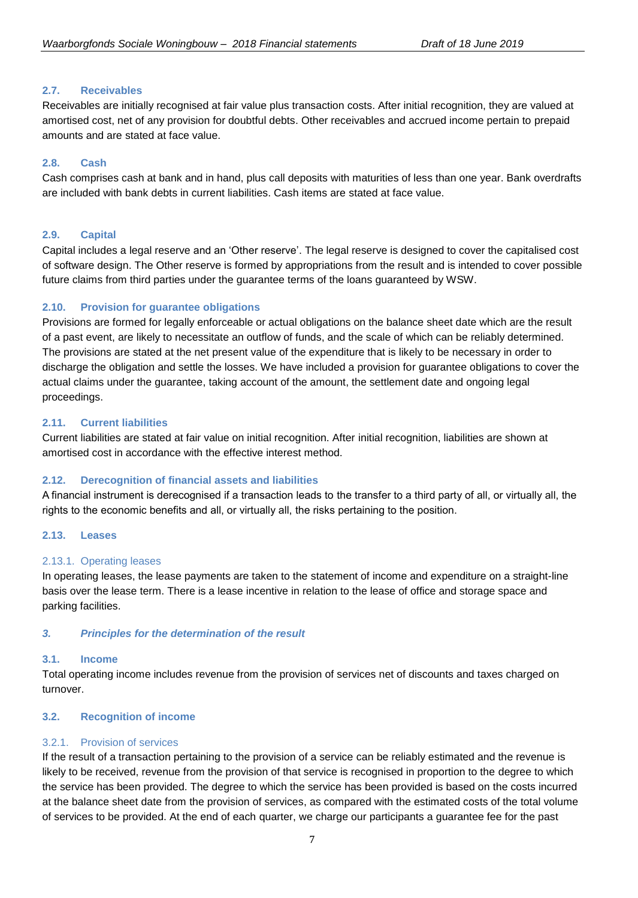### 2.7. Receivables

Receivables are initially recognised at fair value plus transaction costs. After initial recognition, they are valued at amortised cost, net of any provision for doubtful debts. Other receivables and accrued income pertain to prepaid amounts and are stated at face value.

### 2.8. Cash

Cash comprises cash at bank and in hand, plus call deposits with maturities of less than one year. Bank overdrafts are included with bank debts in current liabilities. Cash items are stated at face value.

### 2.9. Capital

Capital includes a legal reserve and an 'Other reserve'. The legal reserve is designed to cover the capitalised cost of software design. The Other reserve is formed by appropriations from the result and is intended to cover possible future claims from third parties under the guarantee terms of the loans guaranteed by WSW.

### 2.10. Provision for guarantee obligations

Provisions are formed for legally enforceable or actual obligations on the balance sheet date which are the result of a past event, are likely to necessitate an outflow of funds, and the scale of which can be reliably determined. The provisions are stated at the net present value of the expenditure that is likely to be necessary in order to discharge the obligation and settle the losses. We have included a provision for guarantee obligations to cover the actual claims under the guarantee, taking account of the amount, the settlement date and ongoing legal proceedings.

### 2.11. Current liabilities

Current liabilities are stated at fair value on initial recognition. After initial recognition, liabilities are shown at amortised cost in accordance with the effective interest method.

### 2.12. Derecognition of financial assets and liabilities

A financial instrument is derecognised if a transaction leads to the transfer to a third party of all, or virtually all, the rights to the economic benefits and all, or virtually all, the risks pertaining to the position.

### 2.13. Leases

#### 2.13.1. Operating leases

In operating leases, the lease payments are taken to the statement of income and expenditure on a straight-line basis over the lease term. There is a lease incentive in relation to the lease of office and storage space and parking facilities.

## *3. Principles for the determination of the result*

### 3.1. Income

Total operating income includes revenue from the provision of services net of discounts and taxes charged on turnover.

### 3.2. Recognition of income

#### 3.2.1. Provision of services

If the result of a transaction pertaining to the provision of a service can be reliably estimated and the revenue is likely to be received, revenue from the provision of that service is recognised in proportion to the degree to which the service has been provided. The degree to which the service has been provided is based on the costs incurred at the balance sheet date from the provision of services, as compared with the estimated costs of the total volume of services to be provided. At the end of each quarter, we charge our participants a guarantee fee for the past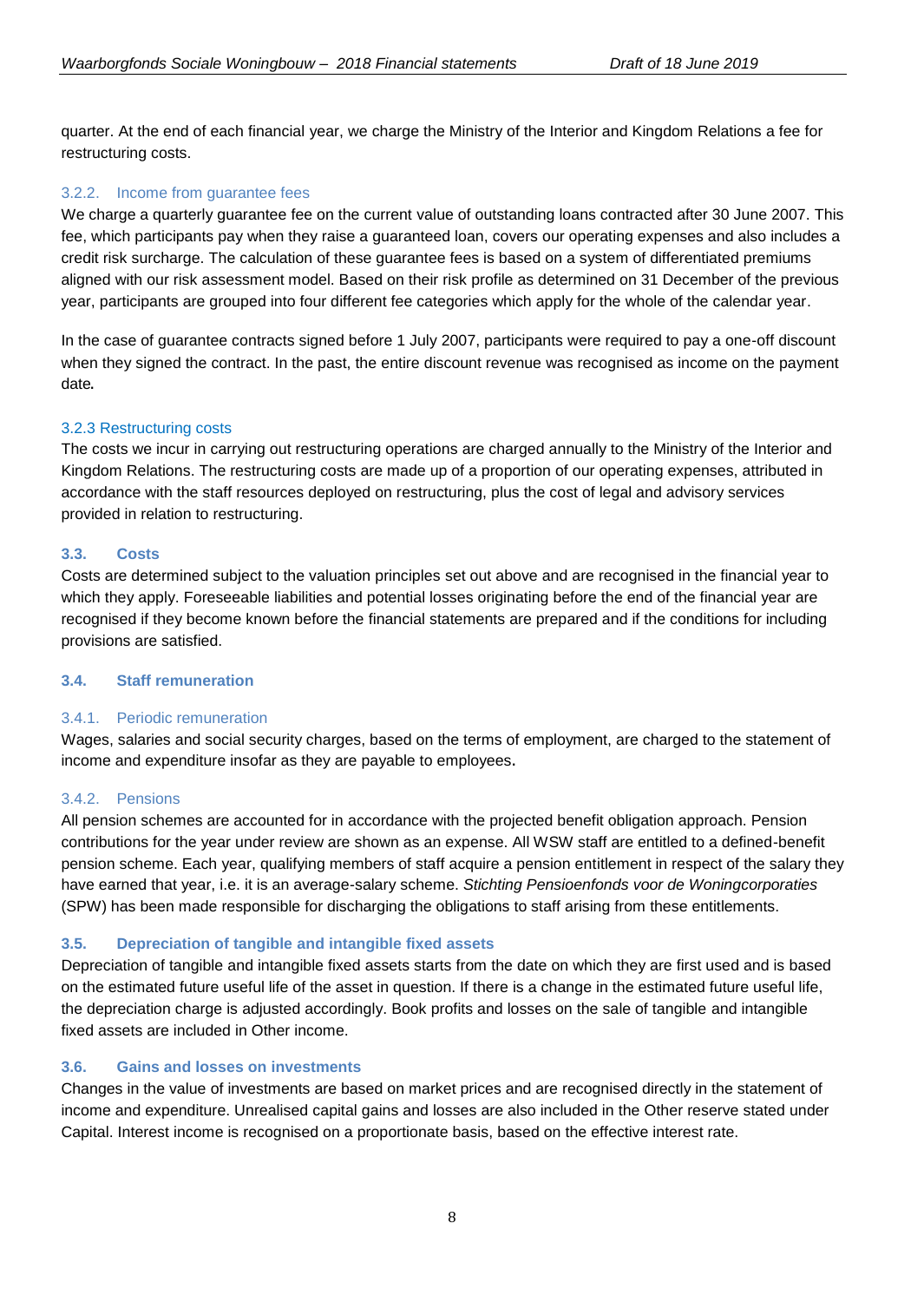quarter. At the end of each financial year, we charge the Ministry of the Interior and Kingdom Relations a fee for restructuring costs.

### 3.2.2. Income from guarantee fees

We charge a quarterly guarantee fee on the current value of outstanding loans contracted after 30 June 2007. This fee, which participants pay when they raise a guaranteed loan, covers our operating expenses and also includes a credit risk surcharge. The calculation of these guarantee fees is based on a system of differentiated premiums aligned with our risk assessment model. Based on their risk profile as determined on 31 December of the previous year, participants are grouped into four different fee categories which apply for the whole of the calendar year.

In the case of guarantee contracts signed before 1 July 2007, participants were required to pay a one-off discount when they signed the contract. In the past, the entire discount revenue was recognised as income on the payment date.

### 3.2.3 Restructuring costs

The costs we incur in carrying out restructuring operations are charged annually to the Ministry of the Interior and Kingdom Relations. The restructuring costs are made up of a proportion of our operating expenses, attributed in accordance with the staff resources deployed on restructuring, plus the cost of legal and advisory services provided in relation to restructuring.

## 3.3. Costs

Costs are determined subject to the valuation principles set out above and are recognised in the financial year to which they apply. Foreseeable liabilities and potential losses originating before the end of the financial year are recognised if they become known before the financial statements are prepared and if the conditions for including provisions are satisfied.

## 3.4. Staff remuneration

### 3.4.1. Periodic remuneration

Wages, salaries and social security charges, based on the terms of employment, are charged to the statement of income and expenditure insofar as they are payable to employees.

### 3.4.2. Pensions

All pension schemes are accounted for in accordance with the projected benefit obligation approach. Pension contributions for the year under review are shown as an expense. All WSW staff are entitled to a defined-benefit pension scheme. Each year, qualifying members of staff acquire a pension entitlement in respect of the salary they have earned that year, i.e. it is an average-salary scheme. *Stichting Pensioenfonds voor de Woningcorporaties* (SPW) has been made responsible for discharging the obligations to staff arising from these entitlements.

## 3.5. Depreciation of tangible and intangible fixed assets

Depreciation of tangible and intangible fixed assets starts from the date on which they are first used and is based on the estimated future useful life of the asset in question. If there is a change in the estimated future useful life, the depreciation charge is adjusted accordingly. Book profits and losses on the sale of tangible and intangible fixed assets are included in Other income.

## 3.6. Gains and losses on investments

Changes in the value of investments are based on market prices and are recognised directly in the statement of income and expenditure. Unrealised capital gains and losses are also included in the Other reserve stated under Capital. Interest income is recognised on a proportionate basis, based on the effective interest rate.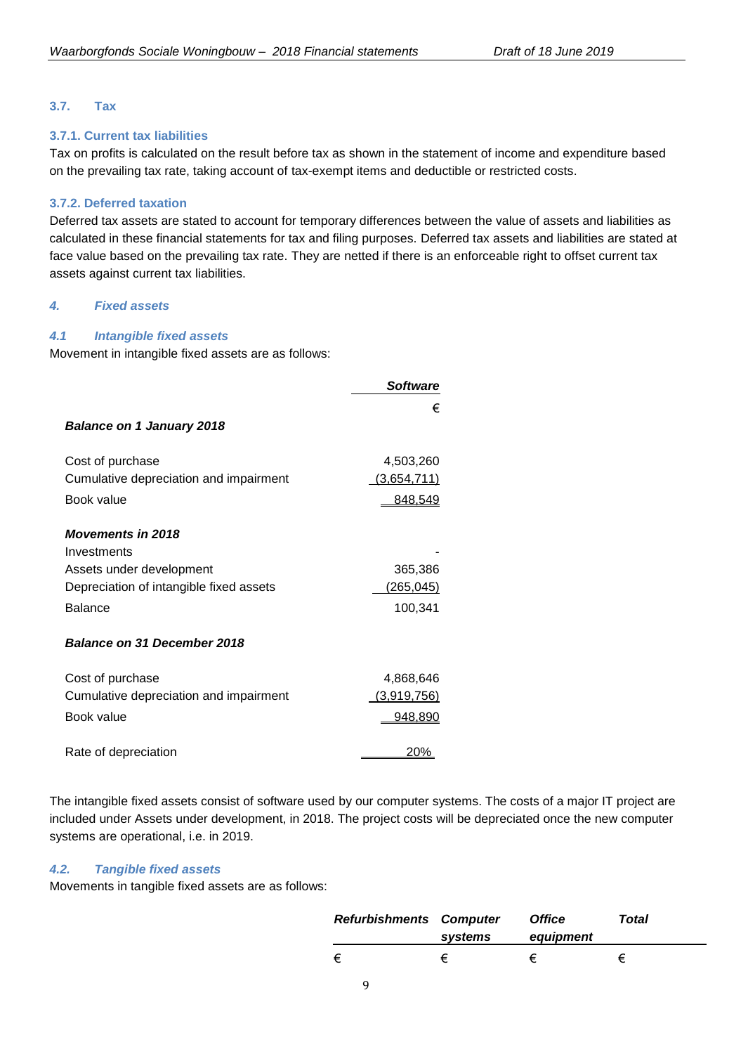### 3.7. Tax

#### 3.7.1. Current tax liabilities

Tax on profits is calculated on the result before tax as shown in the statement of income and expenditure based on the prevailing tax rate, taking account of tax-exempt items and deductible or restricted costs.

#### 3.7.2. Deferred taxation

Deferred tax assets are stated to account for temporary differences between the value of assets and liabilities as calculated in these financial statements for tax and filing purposes. Deferred tax assets and liabilities are stated at face value based on the prevailing tax rate. They are netted if there is an enforceable right to offset current tax assets against current tax liabilities.

## *4. Fixed assets*

### *4.1 Intangible fixed assets*

Movement in intangible fixed assets are as follows:

| | ***Software*** |
|---|---|
| | € |
| ***Balance on 1 January 2018*** | |
| Cost of purchase | 4,503,260 |
| Cumulative depreciation and impairment | (3,654,711) |
| Book value | 848,549 |
| ***Movements in 2018*** | |
| Investments | - |
| Assets under development | 365,386 |
| Depreciation of intangible fixed assets | (265,045) |
| Balance | 100,341 |
| ***Balance on 31 December 2018*** | |
| Cost of purchase | 4,868,646 |
| Cumulative depreciation and impairment | (3,919,756) |
| Book value | 948,890 |
| Rate of depreciation | 20% |

The intangible fixed assets consist of software used by our computer systems. The costs of a major IT project are included under Assets under development, in 2018. The project costs will be depreciated once the new computer systems are operational, i.e. in 2019.

### *4.2. Tangible fixed assets*

Movements in tangible fixed assets are as follows:

| | ***Refurbishments*** | ***Computer systems*** | ***Office equipment*** | ***Total*** |
|---|---|---|---|---|
| | € | € | € | € |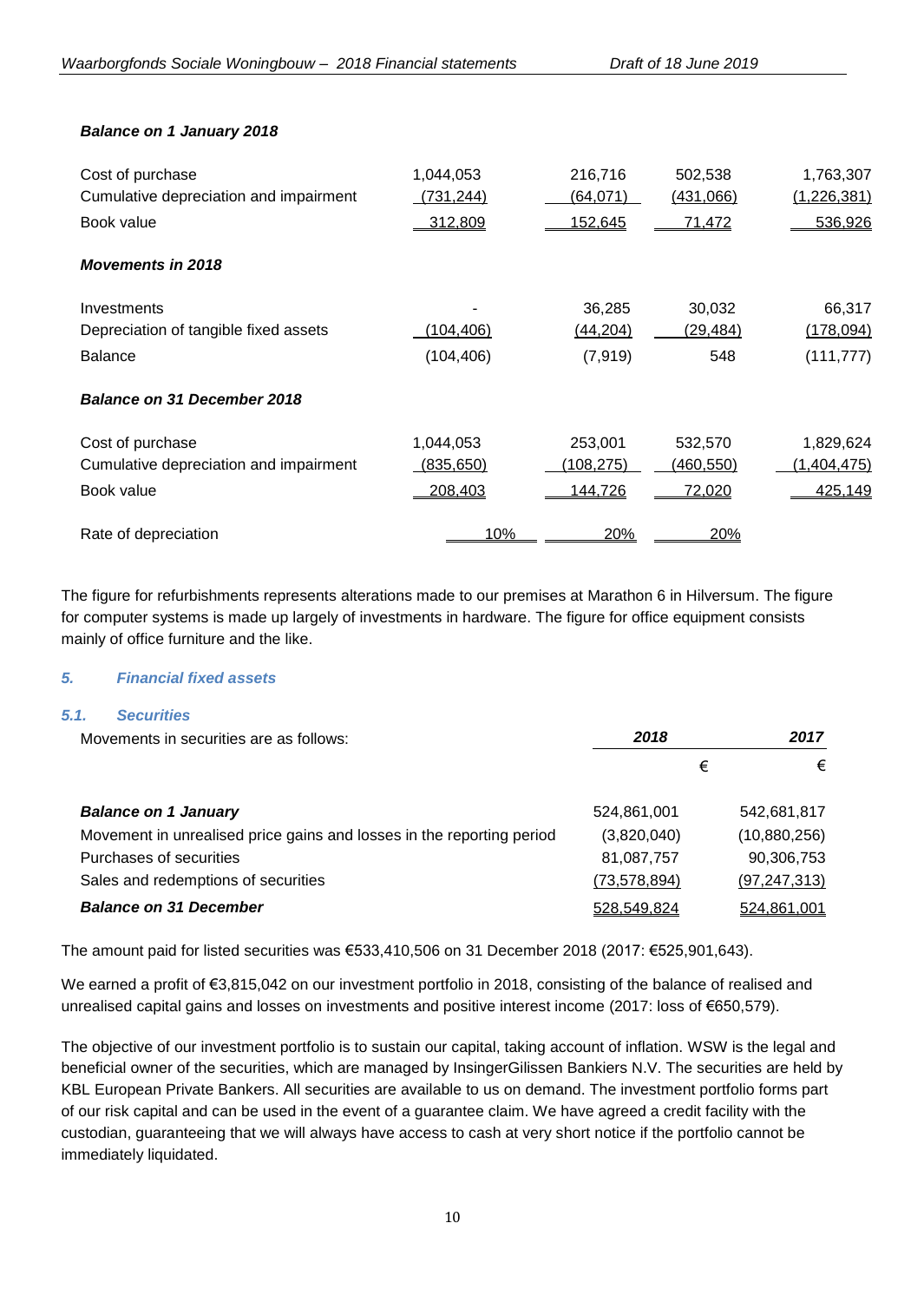***Balance on 1 January 2018***

| | | | | |
|---|---|---|---|---|
| Cost of purchase | 1,044,053 | 216,716 | 502,538 | 1,763,307 |
| Cumulative depreciation and impairment | (731,244) | (64,071) | (431,066) | (1,226,381) |
| Book value | 312,809 | 152,645 | 71,472 | 536,926 |
| ***Movements in 2018*** | | | | |
| Investments | - | 36,285 | 30,032 | 66,317 |
| Depreciation of tangible fixed assets | (104,406) | (44,204) | (29,484) | (178,094) |
| Balance | (104,406) | (7,919) | 548 | (111,777) |
| ***Balance on 31 December 2018*** | | | | |
| Cost of purchase | 1,044,053 | 253,001 | 532,570 | 1,829,624 |
| Cumulative depreciation and impairment | (835,650) | (108,275) | (460,550) | (1,404,475) |
| Book value | 208,403 | 144,726 | 72,020 | 425,149 |
| Rate of depreciation | 10% | 20% | 20% | |

The figure for refurbishments represents alterations made to our premises at Marathon 6 in Hilversum. The figure for computer systems is made up largely of investments in hardware. The figure for office equipment consists mainly of office furniture and the like.

## *5. Financial fixed assets*

### *5.1. Securities*

| Movements in securities are as follows: | ***2018*** | ***2017*** |
|---|---|---|
| | € | € |
| ***Balance on 1 January*** | 524,861,001 | 542,681,817 |
| Movement in unrealised price gains and losses in the reporting period | (3,820,040) | (10,880,256) |
| Purchases of securities | 81,087,757 | 90,306,753 |
| Sales and redemptions of securities | (73,578,894) | (97,247,313) |
| ***Balance on 31 December*** | 528,549,824 | 524,861,001 |

The amount paid for listed securities was €533,410,506 on 31 December 2018 (2017: €525,901,643).

We earned a profit of €3,815,042 on our investment portfolio in 2018, consisting of the balance of realised and unrealised capital gains and losses on investments and positive interest income (2017: loss of €650,579).

The objective of our investment portfolio is to sustain our capital, taking account of inflation. WSW is the legal and beneficial owner of the securities, which are managed by InsingerGilissen Bankiers N.V. The securities are held by KBL European Private Bankers. All securities are available to us on demand. The investment portfolio forms part of our risk capital and can be used in the event of a guarantee claim. We have agreed a credit facility with the custodian, guaranteeing that we will always have access to cash at very short notice if the portfolio cannot be immediately liquidated.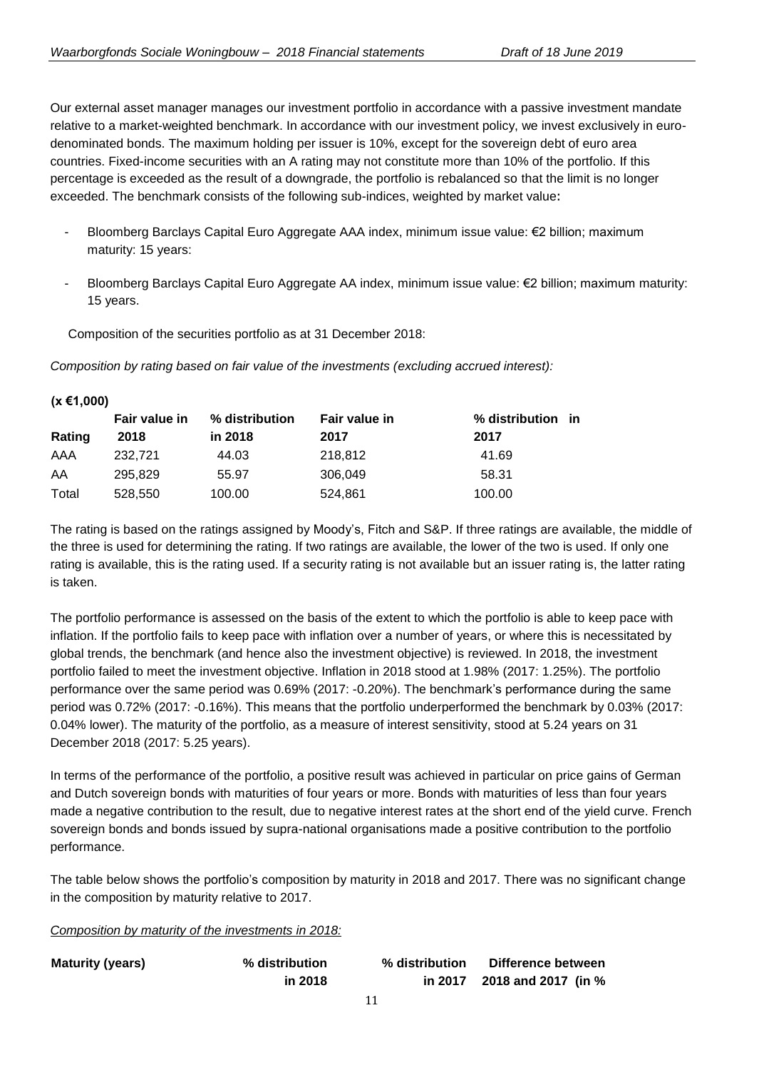Our external asset manager manages our investment portfolio in accordance with a passive investment mandate relative to a market-weighted benchmark. In accordance with our investment policy, we invest exclusively in euro-denominated bonds. The maximum holding per issuer is 10%, except for the sovereign debt of euro area countries. Fixed-income securities with an A rating may not constitute more than 10% of the portfolio. If this percentage is exceeded as the result of a downgrade, the portfolio is rebalanced so that the limit is no longer exceeded. The benchmark consists of the following sub-indices, weighted by market value**:**

- Bloomberg Barclays Capital Euro Aggregate AAA index, minimum issue value: €2 billion; maximum maturity: 15 years:
- Bloomberg Barclays Capital Euro Aggregate AA index, minimum issue value: €2 billion; maximum maturity: 15 years.

Composition of the securities portfolio as at 31 December 2018:

*Composition by rating based on fair value of the investments (excluding accrued interest):*

**(x €1,000)**

| Rating | Fair value in 2018 | % distribution in 2018 | Fair value in 2017 | % distribution in 2017 |
|---|---|---|---|---|
| AAA | 232,721 | 44.03 | 218,812 | 41.69 |
| AA | 295,829 | 55.97 | 306,049 | 58.31 |
| Total | 528,550 | 100.00 | 524,861 | 100.00 |

The rating is based on the ratings assigned by Moody's, Fitch and S&P. If three ratings are available, the middle of the three is used for determining the rating. If two ratings are available, the lower of the two is used. If only one rating is available, this is the rating used. If a security rating is not available but an issuer rating is, the latter rating is taken.

The portfolio performance is assessed on the basis of the extent to which the portfolio is able to keep pace with inflation. If the portfolio fails to keep pace with inflation over a number of years, or where this is necessitated by global trends, the benchmark (and hence also the investment objective) is reviewed. In 2018, the investment portfolio failed to meet the investment objective. Inflation in 2018 stood at 1.98% (2017: 1.25%). The portfolio performance over the same period was 0.69% (2017: -0.20%). The benchmark's performance during the same period was 0.72% (2017: -0.16%). This means that the portfolio underperformed the benchmark by 0.03% (2017: 0.04% lower). The maturity of the portfolio, as a measure of interest sensitivity, stood at 5.24 years on 31 December 2018 (2017: 5.25 years).

In terms of the performance of the portfolio, a positive result was achieved in particular on price gains of German and Dutch sovereign bonds with maturities of four years or more. Bonds with maturities of less than four years made a negative contribution to the result, due to negative interest rates at the short end of the yield curve. French sovereign bonds and bonds issued by supra-national organisations made a positive contribution to the portfolio performance.

The table below shows the portfolio's composition by maturity in 2018 and 2017. There was no significant change in the composition by maturity relative to 2017.

*Composition by maturity of the investments in 2018:*

| Maturity (years) | % distribution in 2018 | % distribution in 2017 | Difference between 2018 and 2017 (in % |
|---|---|---|---|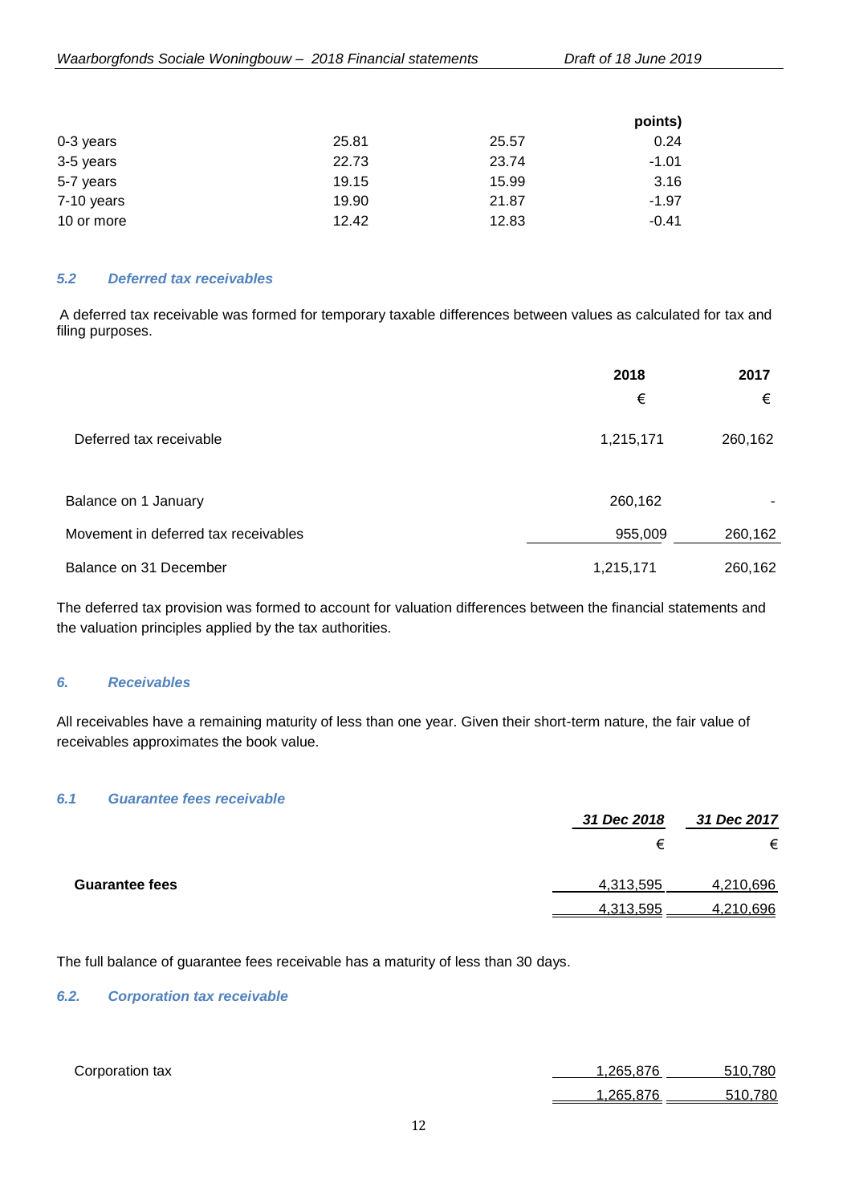| | | | points) |
|---|---|---|---|
| 0-3 years | 25.81 | 25.57 | 0.24 |
| 3-5 years | 22.73 | 23.74 | -1.01 |
| 5-7 years | 19.15 | 15.99 | 3.16 |
| 7-10 years | 19.90 | 21.87 | -1.97 |
| 10 or more | 12.42 | 12.83 | -0.41 |

### *5.2 Deferred tax receivables*

A deferred tax receivable was formed for temporary taxable differences between values as calculated for tax and filing purposes.

| | 2018 | 2017 |
|---|---|---|
| | € | € |
| Deferred tax receivable | 1,215,171 | 260,162 |
| | | |
| Balance on 1 January | 260,162 | - |
| Movement in deferred tax receivables | 955,009 | 260,162 |
| Balance on 31 December | 1,215,171 | 260,162 |

The deferred tax provision was formed to account for valuation differences between the financial statements and the valuation principles applied by the tax authorities.

## *6. Receivables*

All receivables have a remaining maturity of less than one year. Given their short-term nature, the fair value of receivables approximates the book value.

### *6.1 Guarantee fees receivable*

| | *31 Dec 2018* | *31 Dec 2017* |
|---|---|---|
| | € | € |
| **Guarantee fees** | 4,313,595 | 4,210,696 |
| | 4,313,595 | 4,210,696 |

The full balance of guarantee fees receivable has a maturity of less than 30 days.

### *6.2. Corporation tax receivable*

| | | |
|---|---|---|
| Corporation tax | 1,265,876 | 510,780 |
| | 1,265,876 | 510,780 |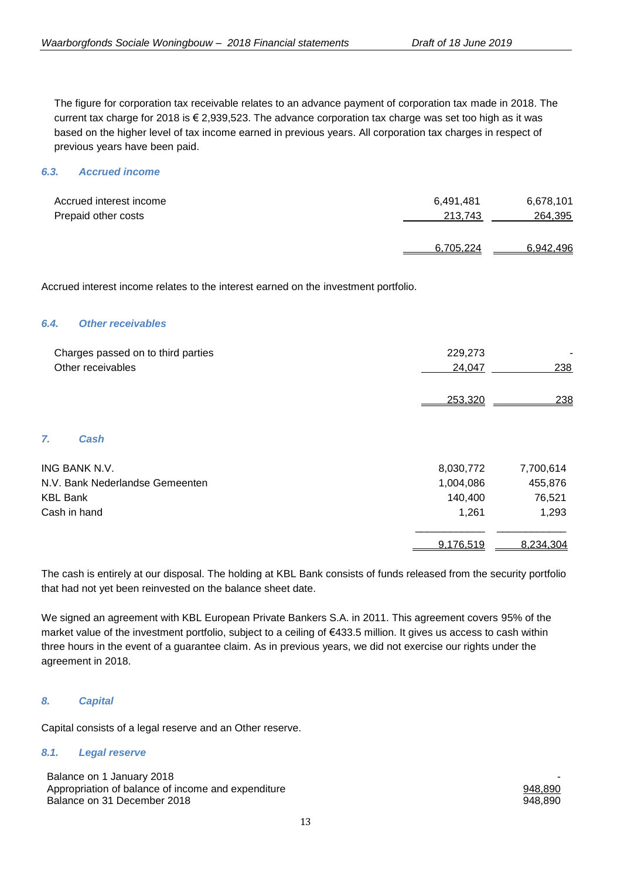The figure for corporation tax receivable relates to an advance payment of corporation tax made in 2018. The current tax charge for 2018 is € 2,939,523. The advance corporation tax charge was set too high as it was based on the higher level of tax income earned in previous years. All corporation tax charges in respect of previous years have been paid.

### 6.3. Accrued income

| | | |
|---|---|---|
| Accrued interest income | 6,491,481 | 6,678,101 |
| Prepaid other costs | 213,743 | 264,395 |
| | 6,705,224 | 6,942,496 |

Accrued interest income relates to the interest earned on the investment portfolio.

### 6.4. Other receivables

| | | |
|---|---|---|
| Charges passed on to third parties | 229,273 | - |
| Other receivables | 24,047 | 238 |
| | 253,320 | 238 |

## 7. Cash

| | | |
|---|---|---|
| ING BANK N.V. | 8,030,772 | 7,700,614 |
| N.V. Bank Nederlandse Gemeenten | 1,004,086 | 455,876 |
| KBL Bank | 140,400 | 76,521 |
| Cash in hand | 1,261 | 1,293 |
| | 9,176,519 | 8,234,304 |

The cash is entirely at our disposal. The holding at KBL Bank consists of funds released from the security portfolio that had not yet been reinvested on the balance sheet date.

We signed an agreement with KBL European Private Bankers S.A. in 2011. This agreement covers 95% of the market value of the investment portfolio, subject to a ceiling of €433.5 million. It gives us access to cash within three hours in the event of a guarantee claim. As in previous years, we did not exercise our rights under the agreement in 2018.

## 8. Capital

Capital consists of a legal reserve and an Other reserve.

### 8.1. Legal reserve

| | |
|---|---|
| Balance on 1 January 2018 | - |
| Appropriation of balance of income and expenditure | 948,890 |
| Balance on 31 December 2018 | 948,890 |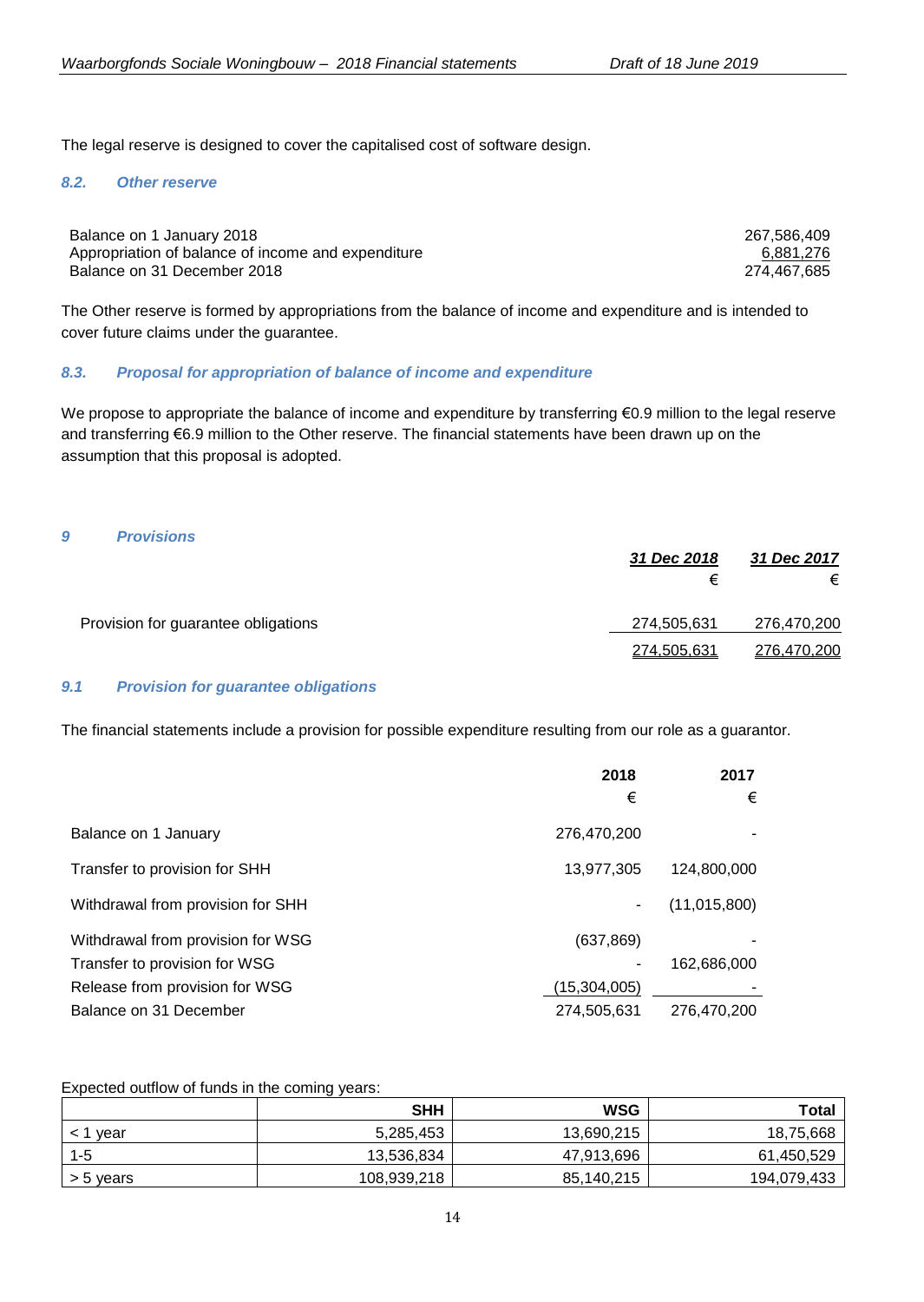The legal reserve is designed to cover the capitalised cost of software design.

### *8.2. Other reserve*

| | |
|---|---:|
| Balance on 1 January 2018 | 267,586,409 |
| Appropriation of balance of income and expenditure | 6,881,276 |
| Balance on 31 December 2018 | 274,467,685 |

The Other reserve is formed by appropriations from the balance of income and expenditure and is intended to cover future claims under the guarantee.

### *8.3. Proposal for appropriation of balance of income and expenditure*

We propose to appropriate the balance of income and expenditure by transferring €0.9 million to the legal reserve and transferring €6.9 million to the Other reserve. The financial statements have been drawn up on the assumption that this proposal is adopted.

## *9 Provisions*

| | *31 Dec 2018* | *31 Dec 2017* |
|---|---:|---:|
| | € | € |
| Provision for guarantee obligations | 274,505,631 | 276,470,200 |
| | 274,505,631 | 276,470,200 |

### *9.1 Provision for guarantee obligations*

The financial statements include a provision for possible expenditure resulting from our role as a guarantor.

| | **2018** | **2017** |
|---|---:|---:|
| | € | € |
| Balance on 1 January | 276,470,200 | - |
| Transfer to provision for SHH | 13,977,305 | 124,800,000 |
| Withdrawal from provision for SHH | - | (11,015,800) |
| Withdrawal from provision for WSG | (637,869) | - |
| Transfer to provision for WSG | - | 162,686,000 |
| Release from provision for WSG | (15,304,005) | - |
| Balance on 31 December | 274,505,631 | 276,470,200 |

Expected outflow of funds in the coming years:

| | **SHH** | **WSG** | **Total** |
|---|---:|---:|---:|
| < 1 year | 5,285,453 | 13,690,215 | 18,75,668 |
| 1-5 | 13,536,834 | 47,913,696 | 61,450,529 |
| > 5 years | 108,939,218 | 85,140,215 | 194,079,433 |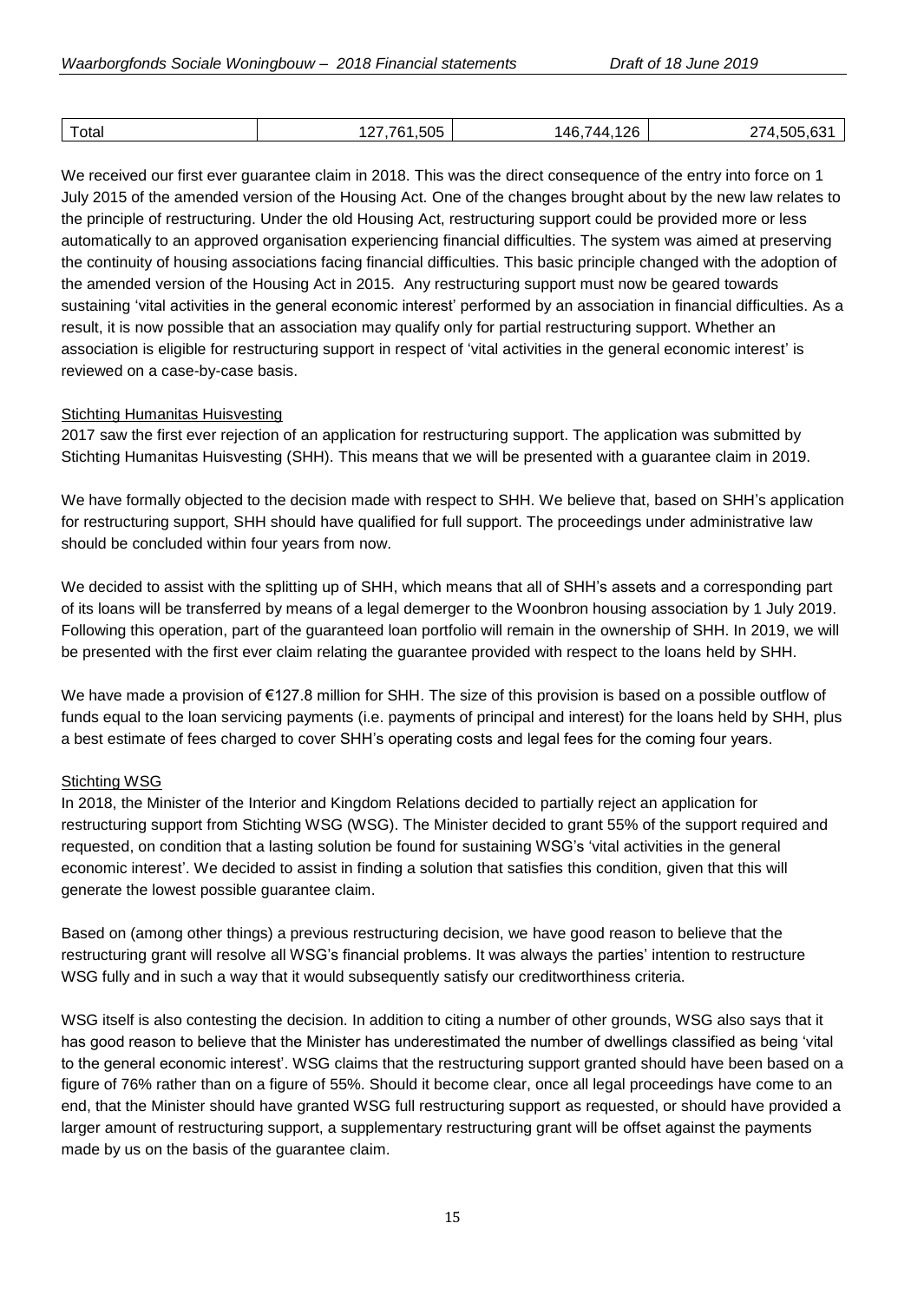| Total | 127,761,505 | 146,744,126 | 274,505,631 |
|---|---|---|---|

We received our first ever guarantee claim in 2018. This was the direct consequence of the entry into force on 1 July 2015 of the amended version of the Housing Act. One of the changes brought about by the new law relates to the principle of restructuring. Under the old Housing Act, restructuring support could be provided more or less automatically to an approved organisation experiencing financial difficulties. The system was aimed at preserving the continuity of housing associations facing financial difficulties. This basic principle changed with the adoption of the amended version of the Housing Act in 2015. Any restructuring support must now be geared towards sustaining 'vital activities in the general economic interest' performed by an association in financial difficulties. As a result, it is now possible that an association may qualify only for partial restructuring support. Whether an association is eligible for restructuring support in respect of 'vital activities in the general economic interest' is reviewed on a case-by-case basis.

Stichting Humanitas Huisvesting

2017 saw the first ever rejection of an application for restructuring support. The application was submitted by Stichting Humanitas Huisvesting (SHH). This means that we will be presented with a guarantee claim in 2019.

We have formally objected to the decision made with respect to SHH. We believe that, based on SHH's application for restructuring support, SHH should have qualified for full support. The proceedings under administrative law should be concluded within four years from now.

We decided to assist with the splitting up of SHH, which means that all of SHH's assets and a corresponding part of its loans will be transferred by means of a legal demerger to the Woonbron housing association by 1 July 2019. Following this operation, part of the guaranteed loan portfolio will remain in the ownership of SHH. In 2019, we will be presented with the first ever claim relating the guarantee provided with respect to the loans held by SHH.

We have made a provision of €127.8 million for SHH. The size of this provision is based on a possible outflow of funds equal to the loan servicing payments (i.e. payments of principal and interest) for the loans held by SHH, plus a best estimate of fees charged to cover SHH's operating costs and legal fees for the coming four years.

Stichting WSG

In 2018, the Minister of the Interior and Kingdom Relations decided to partially reject an application for restructuring support from Stichting WSG (WSG). The Minister decided to grant 55% of the support required and requested, on condition that a lasting solution be found for sustaining WSG's 'vital activities in the general economic interest'. We decided to assist in finding a solution that satisfies this condition, given that this will generate the lowest possible guarantee claim.

Based on (among other things) a previous restructuring decision, we have good reason to believe that the restructuring grant will resolve all WSG's financial problems. It was always the parties' intention to restructure WSG fully and in such a way that it would subsequently satisfy our creditworthiness criteria.

WSG itself is also contesting the decision. In addition to citing a number of other grounds, WSG also says that it has good reason to believe that the Minister has underestimated the number of dwellings classified as being 'vital to the general economic interest'. WSG claims that the restructuring support granted should have been based on a figure of 76% rather than on a figure of 55%. Should it become clear, once all legal proceedings have come to an end, that the Minister should have granted WSG full restructuring support as requested, or should have provided a larger amount of restructuring support, a supplementary restructuring grant will be offset against the payments made by us on the basis of the guarantee claim.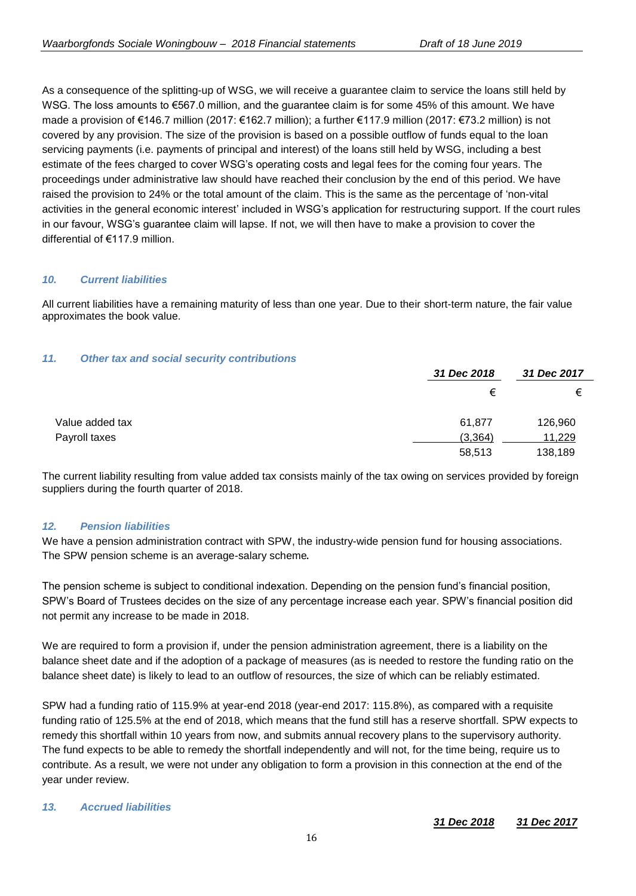As a consequence of the splitting-up of WSG, we will receive a guarantee claim to service the loans still held by WSG. The loss amounts to €567.0 million, and the guarantee claim is for some 45% of this amount. We have made a provision of €146.7 million (2017: €162.7 million); a further €117.9 million (2017: €73.2 million) is not covered by any provision. The size of the provision is based on a possible outflow of funds equal to the loan servicing payments (i.e. payments of principal and interest) of the loans still held by WSG, including a best estimate of the fees charged to cover WSG's operating costs and legal fees for the coming four years. The proceedings under administrative law should have reached their conclusion by the end of this period. We have raised the provision to 24% or the total amount of the claim. This is the same as the percentage of 'non-vital activities in the general economic interest' included in WSG's application for restructuring support. If the court rules in our favour, WSG's guarantee claim will lapse. If not, we will then have to make a provision to cover the differential of €117.9 million.

### *10. Current liabilities*

All current liabilities have a remaining maturity of less than one year. Due to their short-term nature, the fair value approximates the book value.

### *11. Other tax and social security contributions*

| | *31 Dec 2018* | *31 Dec 2017* |
|---|---|---|
| | € | € |
| Value added tax | 61,877 | 126,960 |
| Payroll taxes | (3,364) | 11,229 |
| | 58,513 | 138,189 |

The current liability resulting from value added tax consists mainly of the tax owing on services provided by foreign suppliers during the fourth quarter of 2018.

### *12. Pension liabilities*

We have a pension administration contract with SPW, the industry-wide pension fund for housing associations. The SPW pension scheme is an average-salary scheme.

The pension scheme is subject to conditional indexation. Depending on the pension fund's financial position, SPW's Board of Trustees decides on the size of any percentage increase each year. SPW's financial position did not permit any increase to be made in 2018.

We are required to form a provision if, under the pension administration agreement, there is a liability on the balance sheet date and if the adoption of a package of measures (as is needed to restore the funding ratio on the balance sheet date) is likely to lead to an outflow of resources, the size of which can be reliably estimated.

SPW had a funding ratio of 115.9% at year-end 2018 (year-end 2017: 115.8%), as compared with a requisite funding ratio of 125.5% at the end of 2018, which means that the fund still has a reserve shortfall. SPW expects to remedy this shortfall within 10 years from now, and submits annual recovery plans to the supervisory authority. The fund expects to be able to remedy the shortfall independently and will not, for the time being, require us to contribute. As a result, we were not under any obligation to form a provision in this connection at the end of the year under review.

### *13. Accrued liabilities*

| | *31 Dec 2018* | *31 Dec 2017* |
|---|---|---|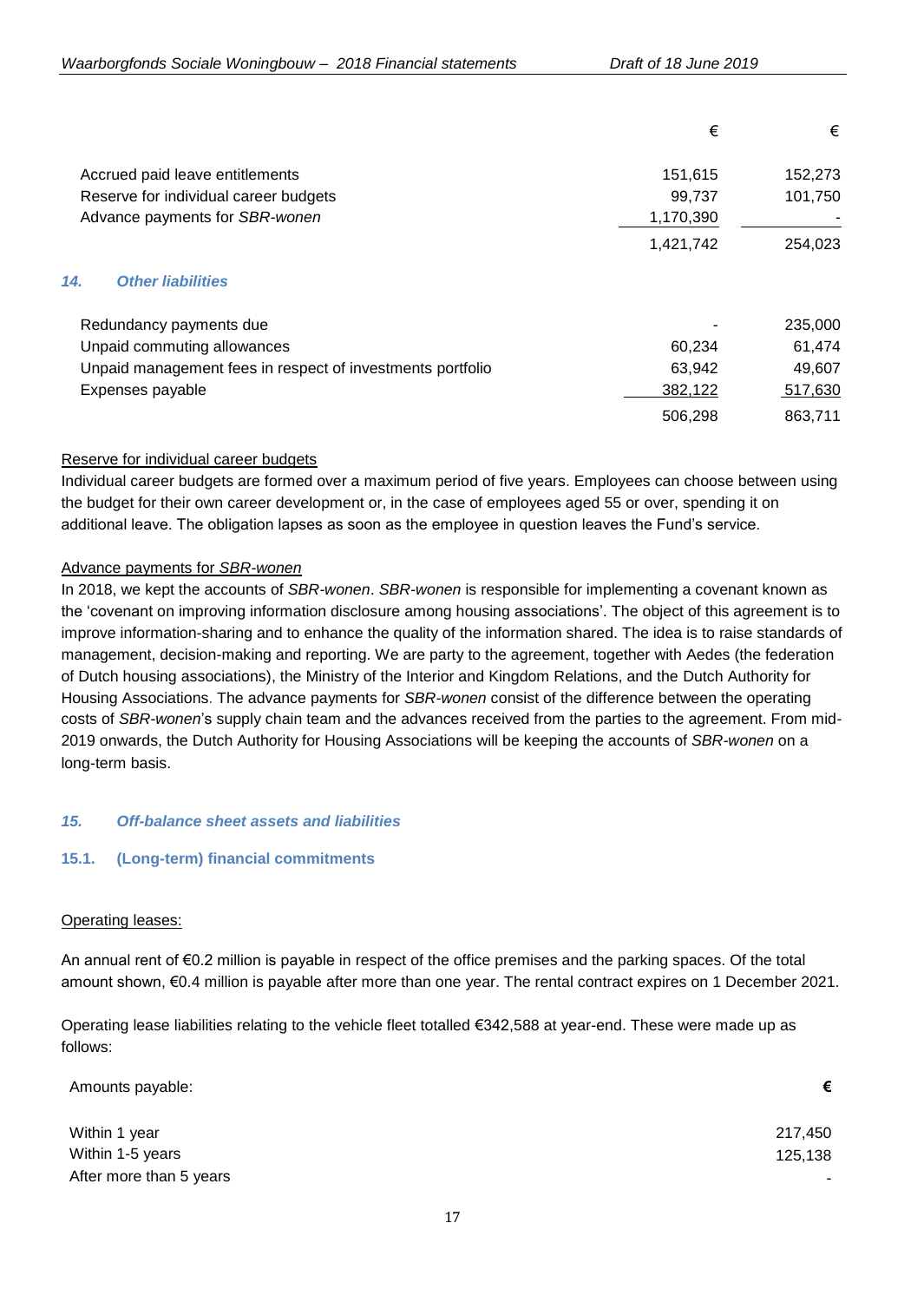| | € | € |
|---|---|---|
| Accrued paid leave entitlements | 151,615 | 152,273 |
| Reserve for individual career budgets | 99,737 | 101,750 |
| Advance payments for *SBR-wonen* | 1,170,390 | - |
| | 1,421,742 | 254,023 |

### *14. Other liabilities*

| | | |
|---|---|---|
| Redundancy payments due | - | 235,000 |
| Unpaid commuting allowances | 60,234 | 61,474 |
| Unpaid management fees in respect of investments portfolio | 63,942 | 49,607 |
| Expenses payable | 382,122 | 517,630 |
| | 506,298 | 863,711 |

Reserve for individual career budgets

Individual career budgets are formed over a maximum period of five years. Employees can choose between using the budget for their own career development or, in the case of employees aged 55 or over, spending it on additional leave. The obligation lapses as soon as the employee in question leaves the Fund's service.

Advance payments for *SBR-wonen*

In 2018, we kept the accounts of *SBR-wonen*. *SBR-wonen* is responsible for implementing a covenant known as the 'covenant on improving information disclosure among housing associations'. The object of this agreement is to improve information-sharing and to enhance the quality of the information shared. The idea is to raise standards of management, decision-making and reporting. We are party to the agreement, together with Aedes (the federation of Dutch housing associations), the Ministry of the Interior and Kingdom Relations, and the Dutch Authority for Housing Associations. The advance payments for *SBR-wonen* consist of the difference between the operating costs of *SBR-wonen*'s supply chain team and the advances received from the parties to the agreement. From mid-2019 onwards, the Dutch Authority for Housing Associations will be keeping the accounts of *SBR-wonen* on a long-term basis.

### *15. Off-balance sheet assets and liabilities*

#### 15.1. (Long-term) financial commitments

Operating leases:

An annual rent of €0.2 million is payable in respect of the office premises and the parking spaces. Of the total amount shown, €0.4 million is payable after more than one year. The rental contract expires on 1 December 2021.

Operating lease liabilities relating to the vehicle fleet totalled €342,588 at year-end. These were made up as follows:

| Amounts payable: | € |
|---|---|
| Within 1 year | 217,450 |
| Within 1-5 years | 125,138 |
| After more than 5 years | - |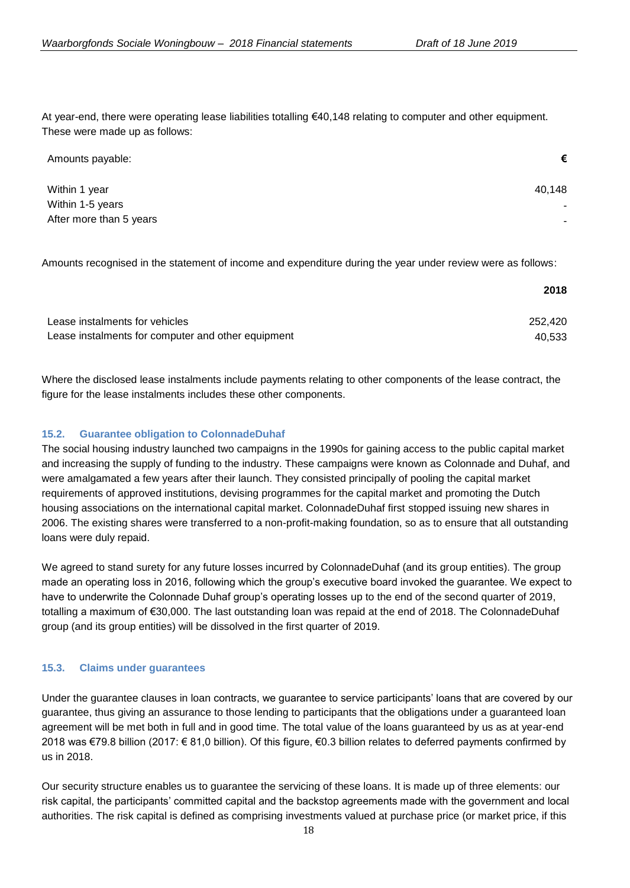At year-end, there were operating lease liabilities totalling €40,148 relating to computer and other equipment. These were made up as follows:

| Amounts payable: | € |
|---|---|
| Within 1 year | 40,148 |
| Within 1-5 years | - |
| After more than 5 years | - |

Amounts recognised in the statement of income and expenditure during the year under review were as follows:

| | 2018 |
|---|---|
| Lease instalments for vehicles | 252,420 |
| Lease instalments for computer and other equipment | 40,533 |

Where the disclosed lease instalments include payments relating to other components of the lease contract, the figure for the lease instalments includes these other components.

### 15.2. Guarantee obligation to ColonnadeDuhaf

The social housing industry launched two campaigns in the 1990s for gaining access to the public capital market and increasing the supply of funding to the industry. These campaigns were known as Colonnade and Duhaf, and were amalgamated a few years after their launch. They consisted principally of pooling the capital market requirements of approved institutions, devising programmes for the capital market and promoting the Dutch housing associations on the international capital market. ColonnadeDuhaf first stopped issuing new shares in 2006. The existing shares were transferred to a non-profit-making foundation, so as to ensure that all outstanding loans were duly repaid.

We agreed to stand surety for any future losses incurred by ColonnadeDuhaf (and its group entities). The group made an operating loss in 2016, following which the group's executive board invoked the guarantee. We expect to have to underwrite the Colonnade Duhaf group's operating losses up to the end of the second quarter of 2019, totalling a maximum of €30,000. The last outstanding loan was repaid at the end of 2018. The ColonnadeDuhaf group (and its group entities) will be dissolved in the first quarter of 2019.

### 15.3. Claims under guarantees

Under the guarantee clauses in loan contracts, we guarantee to service participants' loans that are covered by our guarantee, thus giving an assurance to those lending to participants that the obligations under a guaranteed loan agreement will be met both in full and in good time. The total value of the loans guaranteed by us as at year-end 2018 was €79.8 billion (2017: € 81,0 billion). Of this figure, €0.3 billion relates to deferred payments confirmed by us in 2018.

Our security structure enables us to guarantee the servicing of these loans. It is made up of three elements: our risk capital, the participants' committed capital and the backstop agreements made with the government and local authorities. The risk capital is defined as comprising investments valued at purchase price (or market price, if this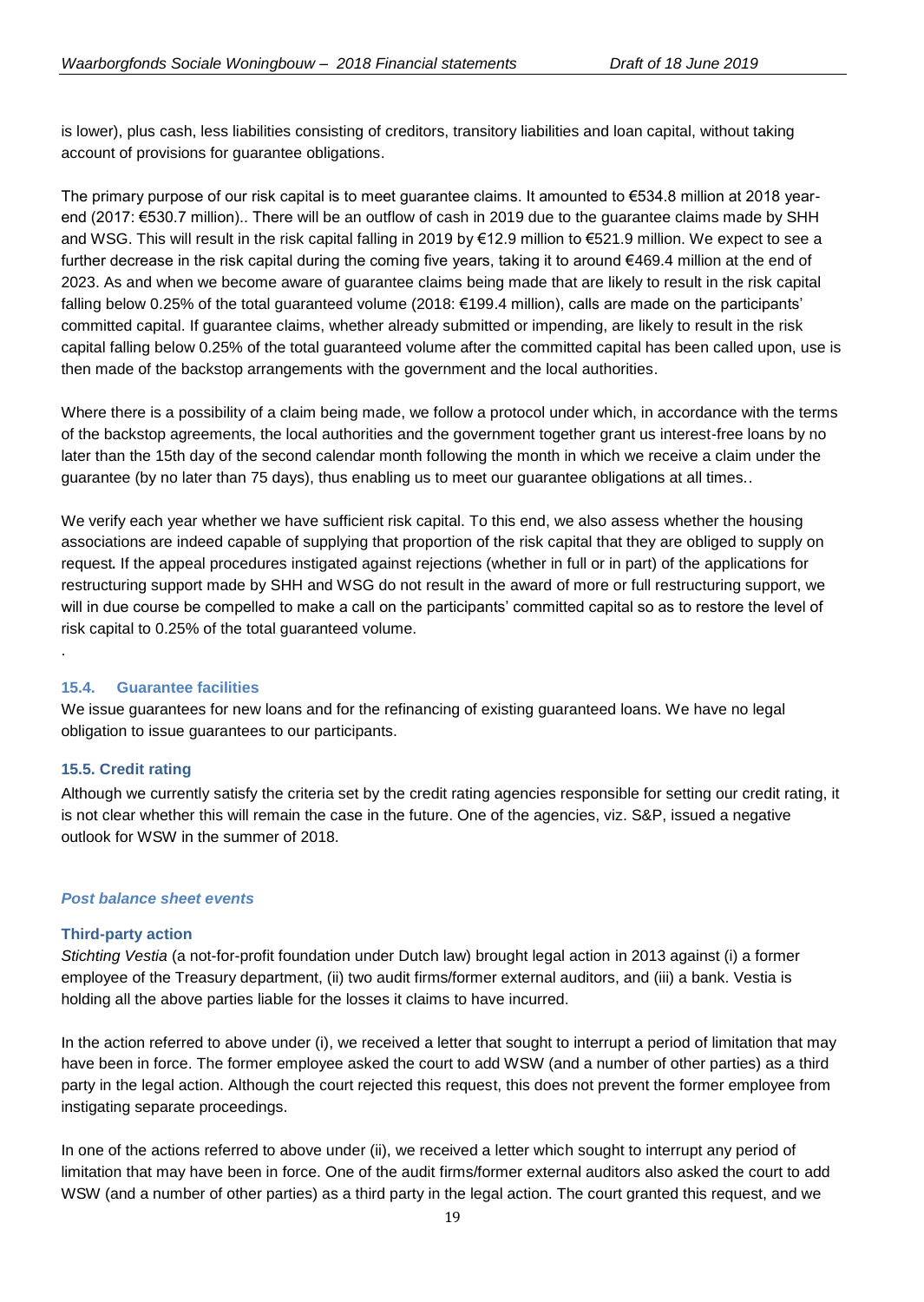is lower), plus cash, less liabilities consisting of creditors, transitory liabilities and loan capital, without taking account of provisions for guarantee obligations.

The primary purpose of our risk capital is to meet guarantee claims. It amounted to €534.8 million at 2018 year-end (2017: €530.7 million).. There will be an outflow of cash in 2019 due to the guarantee claims made by SHH and WSG. This will result in the risk capital falling in 2019 by €12.9 million to €521.9 million. We expect to see a further decrease in the risk capital during the coming five years, taking it to around €469.4 million at the end of 2023. As and when we become aware of guarantee claims being made that are likely to result in the risk capital falling below 0.25% of the total guaranteed volume (2018: €199.4 million), calls are made on the participants' committed capital. If guarantee claims, whether already submitted or impending, are likely to result in the risk capital falling below 0.25% of the total guaranteed volume after the committed capital has been called upon, use is then made of the backstop arrangements with the government and the local authorities.

Where there is a possibility of a claim being made, we follow a protocol under which, in accordance with the terms of the backstop agreements, the local authorities and the government together grant us interest-free loans by no later than the 15th day of the second calendar month following the month in which we receive a claim under the guarantee (by no later than 75 days), thus enabling us to meet our guarantee obligations at all times..

We verify each year whether we have sufficient risk capital. To this end, we also assess whether the housing associations are indeed capable of supplying that proportion of the risk capital that they are obliged to supply on request**.** If the appeal procedures instigated against rejections (whether in full or in part) of the applications for restructuring support made by SHH and WSG do not result in the award of more or full restructuring support, we will in due course be compelled to make a call on the participants' committed capital so as to restore the level of risk capital to 0.25% of the total guaranteed volume.

.

### 15.4. Guarantee facilities

We issue guarantees for new loans and for the refinancing of existing guaranteed loans. We have no legal obligation to issue guarantees to our participants.

### 15.5. Credit rating

Although we currently satisfy the criteria set by the credit rating agencies responsible for setting our credit rating, it is not clear whether this will remain the case in the future. One of the agencies, viz. S&P, issued a negative outlook for WSW in the summer of 2018.

### *Post balance sheet events*

#### Third-party action

*Stichting Vestia* (a not-for-profit foundation under Dutch law) brought legal action in 2013 against (i) a former employee of the Treasury department, (ii) two audit firms/former external auditors, and (iii) a bank. Vestia is holding all the above parties liable for the losses it claims to have incurred.

In the action referred to above under (i), we received a letter that sought to interrupt a period of limitation that may have been in force. The former employee asked the court to add WSW (and a number of other parties) as a third party in the legal action. Although the court rejected this request, this does not prevent the former employee from instigating separate proceedings.

In one of the actions referred to above under (ii), we received a letter which sought to interrupt any period of limitation that may have been in force. One of the audit firms/former external auditors also asked the court to add WSW (and a number of other parties) as a third party in the legal action. The court granted this request, and we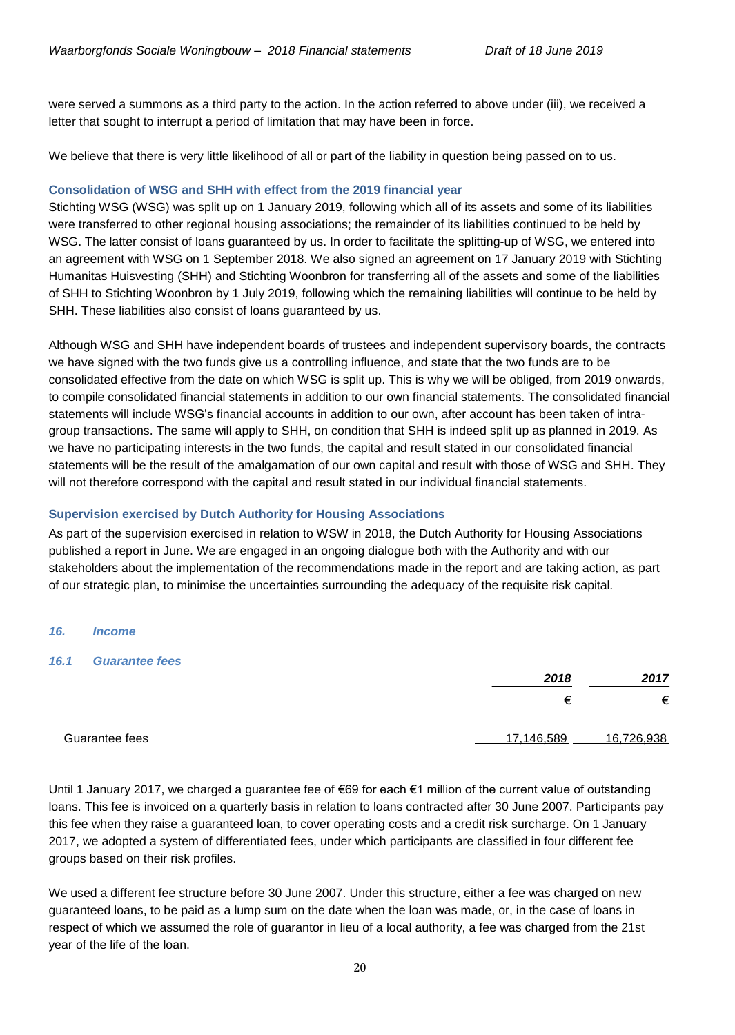were served a summons as a third party to the action. In the action referred to above under (iii), we received a letter that sought to interrupt a period of limitation that may have been in force.

We believe that there is very little likelihood of all or part of the liability in question being passed on to us.

**Consolidation of WSG and SHH with effect from the 2019 financial year**

Stichting WSG (WSG) was split up on 1 January 2019, following which all of its assets and some of its liabilities were transferred to other regional housing associations; the remainder of its liabilities continued to be held by WSG. The latter consist of loans guaranteed by us. In order to facilitate the splitting-up of WSG, we entered into an agreement with WSG on 1 September 2018. We also signed an agreement on 17 January 2019 with Stichting Humanitas Huisvesting (SHH) and Stichting Woonbron for transferring all of the assets and some of the liabilities of SHH to Stichting Woonbron by 1 July 2019, following which the remaining liabilities will continue to be held by SHH. These liabilities also consist of loans guaranteed by us.

Although WSG and SHH have independent boards of trustees and independent supervisory boards, the contracts we have signed with the two funds give us a controlling influence, and state that the two funds are to be consolidated effective from the date on which WSG is split up. This is why we will be obliged, from 2019 onwards, to compile consolidated financial statements in addition to our own financial statements. The consolidated financial statements will include WSG's financial accounts in addition to our own, after account has been taken of intra-group transactions. The same will apply to SHH, on condition that SHH is indeed split up as planned in 2019. As we have no participating interests in the two funds, the capital and result stated in our consolidated financial statements will be the result of the amalgamation of our own capital and result with those of WSG and SHH. They will not therefore correspond with the capital and result stated in our individual financial statements.

**Supervision exercised by Dutch Authority for Housing Associations**

As part of the supervision exercised in relation to WSW in 2018, the Dutch Authority for Housing Associations published a report in June. We are engaged in an ongoing dialogue both with the Authority and with our stakeholders about the implementation of the recommendations made in the report and are taking action, as part of our strategic plan, to minimise the uncertainties surrounding the adequacy of the requisite risk capital.

## *16. Income*

### *16.1 Guarantee fees*

| | *2018* | *2017* |
|---|---|---|
| | € | € |
| Guarantee fees | 17,146,589 | 16,726,938 |

Until 1 January 2017, we charged a guarantee fee of €69 for each €1 million of the current value of outstanding loans. This fee is invoiced on a quarterly basis in relation to loans contracted after 30 June 2007. Participants pay this fee when they raise a guaranteed loan, to cover operating costs and a credit risk surcharge. On 1 January 2017, we adopted a system of differentiated fees, under which participants are classified in four different fee groups based on their risk profiles.

We used a different fee structure before 30 June 2007. Under this structure, either a fee was charged on new guaranteed loans, to be paid as a lump sum on the date when the loan was made, or, in the case of loans in respect of which we assumed the role of guarantor in lieu of a local authority, a fee was charged from the 21st year of the life of the loan.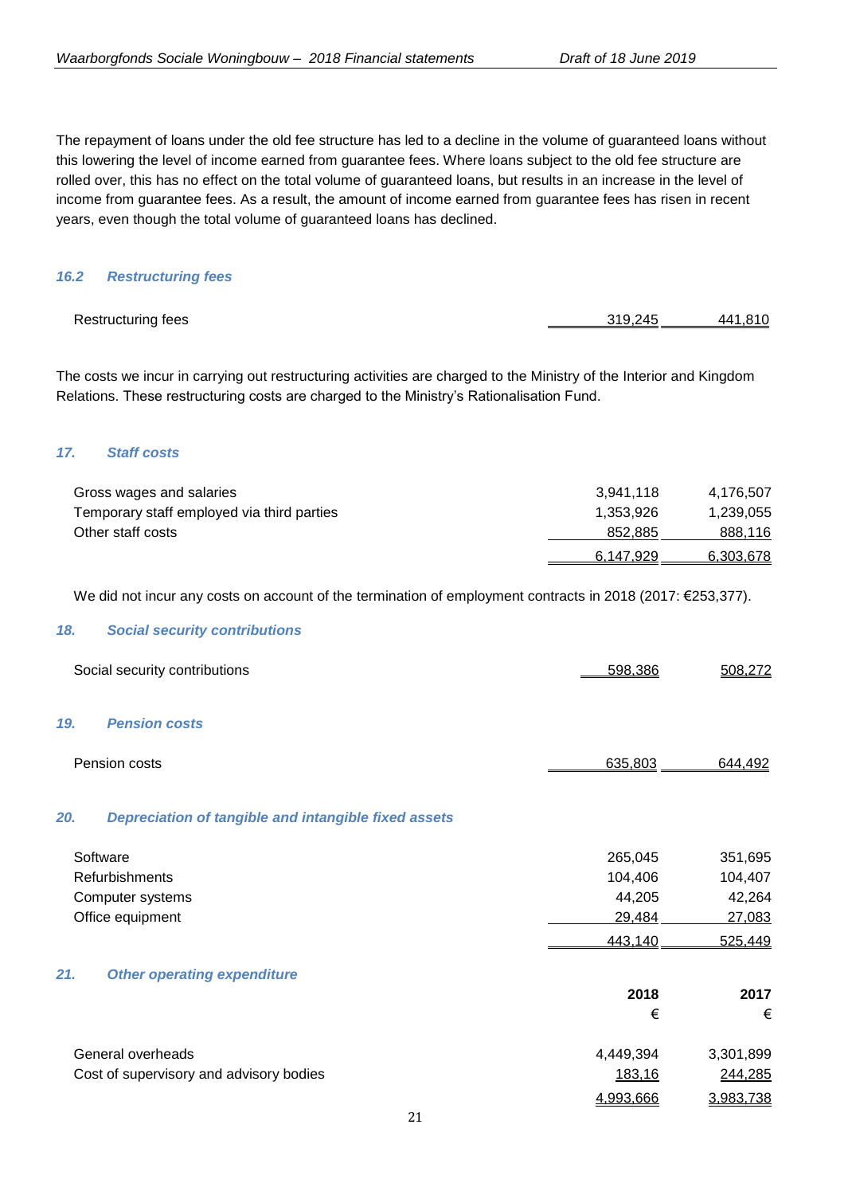The repayment of loans under the old fee structure has led to a decline in the volume of guaranteed loans without this lowering the level of income earned from guarantee fees. Where loans subject to the old fee structure are rolled over, this has no effect on the total volume of guaranteed loans, but results in an increase in the level of income from guarantee fees. As a result, the amount of income earned from guarantee fees has risen in recent years, even though the total volume of guaranteed loans has declined.

### *16.2 Restructuring fees*

| | | |
|---|---|---|
| Restructuring fees | 319,245 | 441,810 |

The costs we incur in carrying out restructuring activities are charged to the Ministry of the Interior and Kingdom Relations. These restructuring costs are charged to the Ministry's Rationalisation Fund.

### *17. Staff costs*

| | | |
|---|---|---|
| Gross wages and salaries | 3,941,118 | 4,176,507 |
| Temporary staff employed via third parties | 1,353,926 | 1,239,055 |
| Other staff costs | 852,885 | 888,116 |
| | 6,147,929 | 6,303,678 |

We did not incur any costs on account of the termination of employment contracts in 2018 (2017: €253,377).

### *18. Social security contributions*

| | | |
|---|---|---|
| Social security contributions | 598,386 | 508,272 |

### *19. Pension costs*

| | | |
|---|---|---|
| Pension costs | 635,803 | 644,492 |

### *20. Depreciation of tangible and intangible fixed assets*

| | | |
|---|---|---|
| Software | 265,045 | 351,695 |
| Refurbishments | 104,406 | 104,407 |
| Computer systems | 44,205 | 42,264 |
| Office equipment | 29,484 | 27,083 |
| | 443,140 | 525,449 |

### *21. Other operating expenditure*

| | 2018 | 2017 |
|---|---|---|
| | € | € |
| General overheads | 4,449,394 | 3,301,899 |
| Cost of supervisory and advisory bodies | 183,16 | 244,285 |
| | 4,993,666 | 3,983,738 |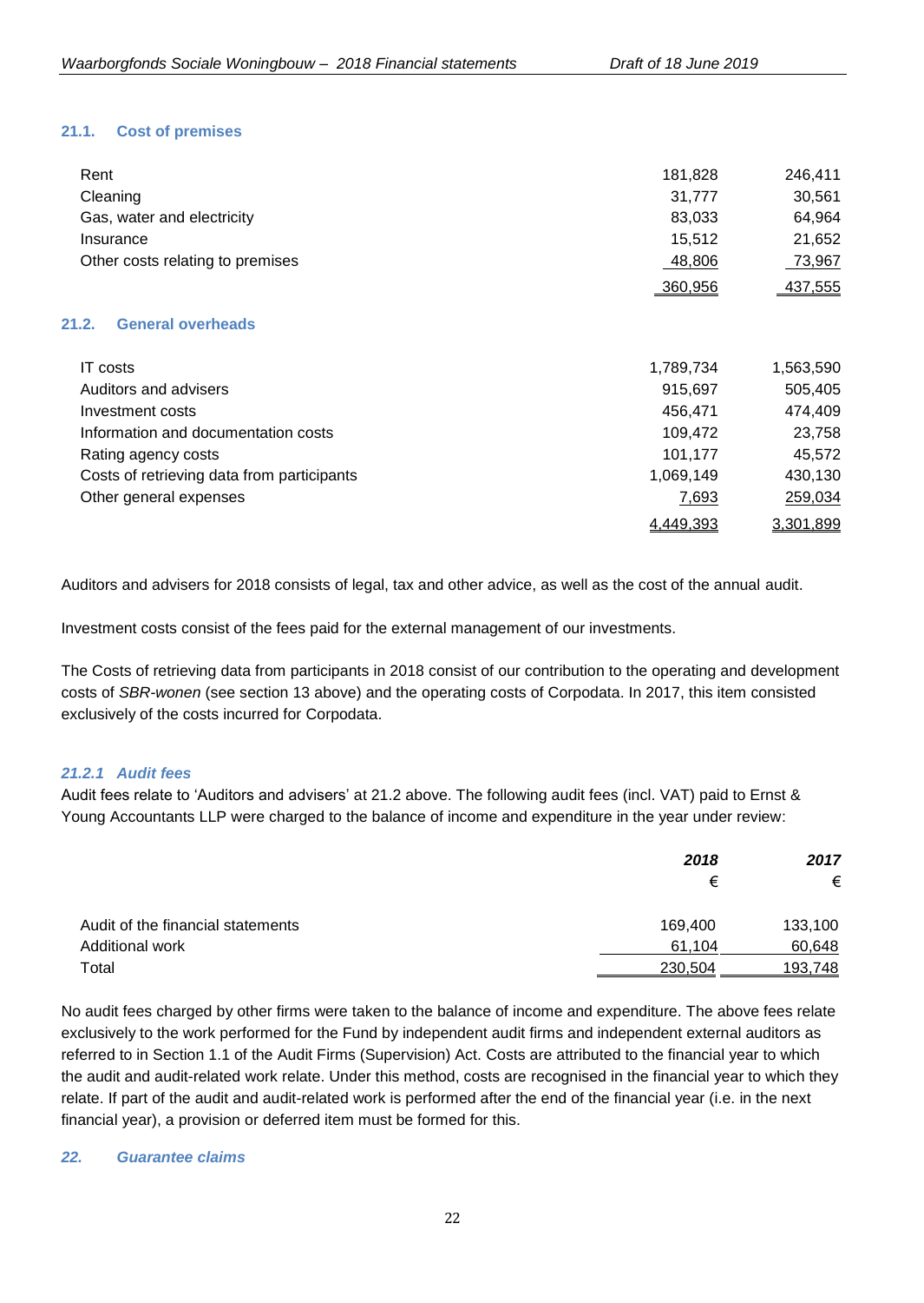### 21.1. Cost of premises

| | | |
|---|---|---|
| Rent | 181,828 | 246,411 |
| Cleaning | 31,777 | 30,561 |
| Gas, water and electricity | 83,033 | 64,964 |
| Insurance | 15,512 | 21,652 |
| Other costs relating to premises | 48,806 | 73,967 |
| | 360,956 | 437,555 |

### 21.2. General overheads

| | | |
|---|---|---|
| IT costs | 1,789,734 | 1,563,590 |
| Auditors and advisers | 915,697 | 505,405 |
| Investment costs | 456,471 | 474,409 |
| Information and documentation costs | 109,472 | 23,758 |
| Rating agency costs | 101,177 | 45,572 |
| Costs of retrieving data from participants | 1,069,149 | 430,130 |
| Other general expenses | 7,693 | 259,034 |
| | 4,449,393 | 3,301,899 |

Auditors and advisers for 2018 consists of legal, tax and other advice, as well as the cost of the annual audit.

Investment costs consist of the fees paid for the external management of our investments.

The Costs of retrieving data from participants in 2018 consist of our contribution to the operating and development costs of *SBR-wonen* (see section 13 above) and the operating costs of Corpodata. In 2017, this item consisted exclusively of the costs incurred for Corpodata.

#### *21.2.1 Audit fees*

Audit fees relate to 'Auditors and advisers' at 21.2 above. The following audit fees (incl. VAT) paid to Ernst & Young Accountants LLP were charged to the balance of income and expenditure in the year under review:

| | ***2018*** | ***2017*** |
|---|---|---|
| | € | € |
| Audit of the financial statements | 169,400 | 133,100 |
| Additional work | 61,104 | 60,648 |
| Total | 230,504 | 193,748 |

No audit fees charged by other firms were taken to the balance of income and expenditure. The above fees relate exclusively to the work performed for the Fund by independent audit firms and independent external auditors as referred to in Section 1.1 of the Audit Firms (Supervision) Act. Costs are attributed to the financial year to which the audit and audit-related work relate. Under this method, costs are recognised in the financial year to which they relate. If part of the audit and audit-related work is performed after the end of the financial year (i.e. in the next financial year), a provision or deferred item must be formed for this.

## *22. Guarantee claims*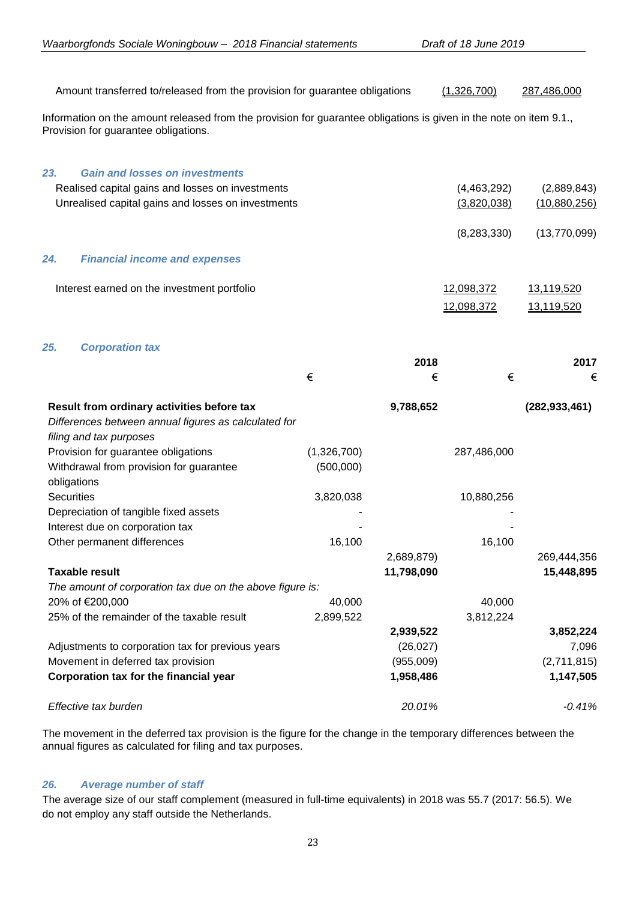| | | |
|---|---|---|
| Amount transferred to/released from the provision for guarantee obligations | (1,326,700) | 287,486,000 |

Information on the amount released from the provision for guarantee obligations is given in the note on item 9.1., Provision for guarantee obligations.

### *23. Gain and losses on investments*

| | | |
|---|---|---|
| Realised capital gains and losses on investments | (4,463,292) | (2,889,843) |
| Unrealised capital gains and losses on investments | (3,820,038) | (10,880,256) |
| | (8,283,330) | (13,770,099) |

### *24. Financial income and expenses*

| | | |
|---|---|---|
| Interest earned on the investment portfolio | 12,098,372 | 13,119,520 |
| | 12,098,372 | 13,119,520 |

### *25. Corporation tax*

| | | 2018 | | 2017 |
|---|---|---|---|---|
| | € | € | € | € |
| **Result from ordinary activities before tax** | | **9,788,652** | | **(282,933,461)** |
| *Differences between annual figures as calculated for filing and tax purposes* | | | | |
| Provision for guarantee obligations | (1,326,700) | | 287,486,000 | |
| Withdrawal from provision for guarantee obligations | (500,000) | | | |
| Securities | 3,820,038 | | 10,880,256 | |
| Depreciation of tangible fixed assets | - | | - | |
| Interest due on corporation tax | - | | - | |
| Other permanent differences | 16,100 | | 16,100 | |
| | | 2,689,879) | | 269,444,356 |
| **Taxable result** | | **11,798,090** | | **15,448,895** |
| *The amount of corporation tax due on the above figure is:* | | | | |
| 20% of €200,000 | 40,000 | | 40,000 | |
| 25% of the remainder of the taxable result | 2,899,522 | | 3,812,224 | |
| | | **2,939,522** | | **3,852,224** |
| Adjustments to corporation tax for previous years | | (26,027) | | 7,096 |
| Movement in deferred tax provision | | (955,009) | | (2,711,815) |
| **Corporation tax for the financial year** | | **1,958,486** | | **1,147,505** |
| *Effective tax burden* | | *20.01%* | | *-0.41%* |

The movement in the deferred tax provision is the figure for the change in the temporary differences between the annual figures as calculated for filing and tax purposes.

### *26. Average number of staff*

The average size of our staff complement (measured in full-time equivalents) in 2018 was 55.7 (2017: 56.5). We do not employ any staff outside the Netherlands.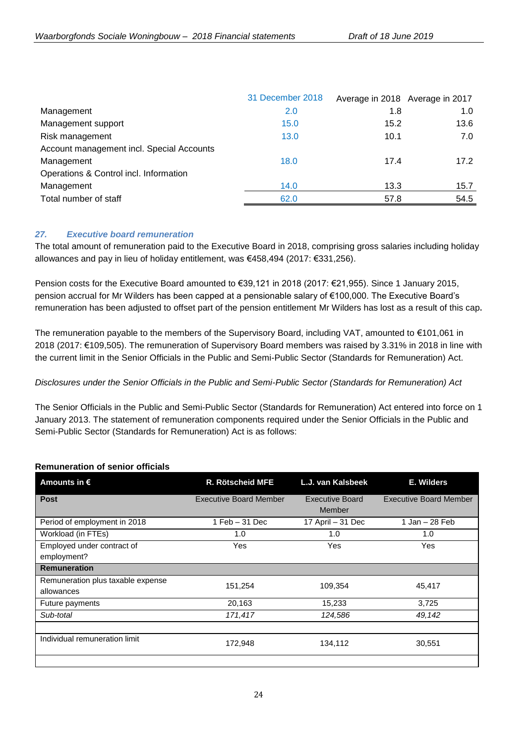| | 31 December 2018 | Average in 2018 | Average in 2017 |
|---|---|---|---|
| Management | 2.0 | 1.8 | 1.0 |
| Management support | 15.0 | 15.2 | 13.6 |
| Risk management | 13.0 | 10.1 | 7.0 |
| Account management incl. Special Accounts Management | 18.0 | 17.4 | 17.2 |
| Operations & Control incl. Information Management | 14.0 | 13.3 | 15.7 |
| Total number of staff | 62.0 | 57.8 | 54.5 |

### *27. Executive board remuneration*

The total amount of remuneration paid to the Executive Board in 2018, comprising gross salaries including holiday allowances and pay in lieu of holiday entitlement, was €458,494 (2017: €331,256).

Pension costs for the Executive Board amounted to €39,121 in 2018 (2017: €21,955). Since 1 January 2015, pension accrual for Mr Wilders has been capped at a pensionable salary of €100,000. The Executive Board's remuneration has been adjusted to offset part of the pension entitlement Mr Wilders has lost as a result of this cap.

The remuneration payable to the members of the Supervisory Board, including VAT, amounted to €101,061 in 2018 (2017: €109,505). The remuneration of Supervisory Board members was raised by 3.31% in 2018 in line with the current limit in the Senior Officials in the Public and Semi-Public Sector (Standards for Remuneration) Act.

*Disclosures under the Senior Officials in the Public and Semi-Public Sector (Standards for Remuneration) Act*

The Senior Officials in the Public and Semi-Public Sector (Standards for Remuneration) Act entered into force on 1 January 2013. The statement of remuneration components required under the Senior Officials in the Public and Semi-Public Sector (Standards for Remuneration) Act is as follows:

**Remuneration of senior officials**

| Amounts in € | R. Rötscheid MFE | L.J. van Kalsbeek | E. Wilders |
|---|---|---|---|
| **Post** | Executive Board Member | Executive Board Member | Executive Board Member |
| Period of employment in 2018 | 1 Feb – 31 Dec | 17 April – 31 Dec | 1 Jan – 28 Feb |
| Workload (in FTEs) | 1.0 | 1.0 | 1.0 |
| Employed under contract of employment? | Yes | Yes | Yes |
| **Remuneration** | | | |
| Remuneration plus taxable expense allowances | 151,254 | 109,354 | 45,417 |
| Future payments | 20,163 | 15,233 | 3,725 |
| *Sub-total* | *171,417* | *124,586* | *49,142* |
| | | | |
| Individual remuneration limit | 172,948 | 134,112 | 30,551 |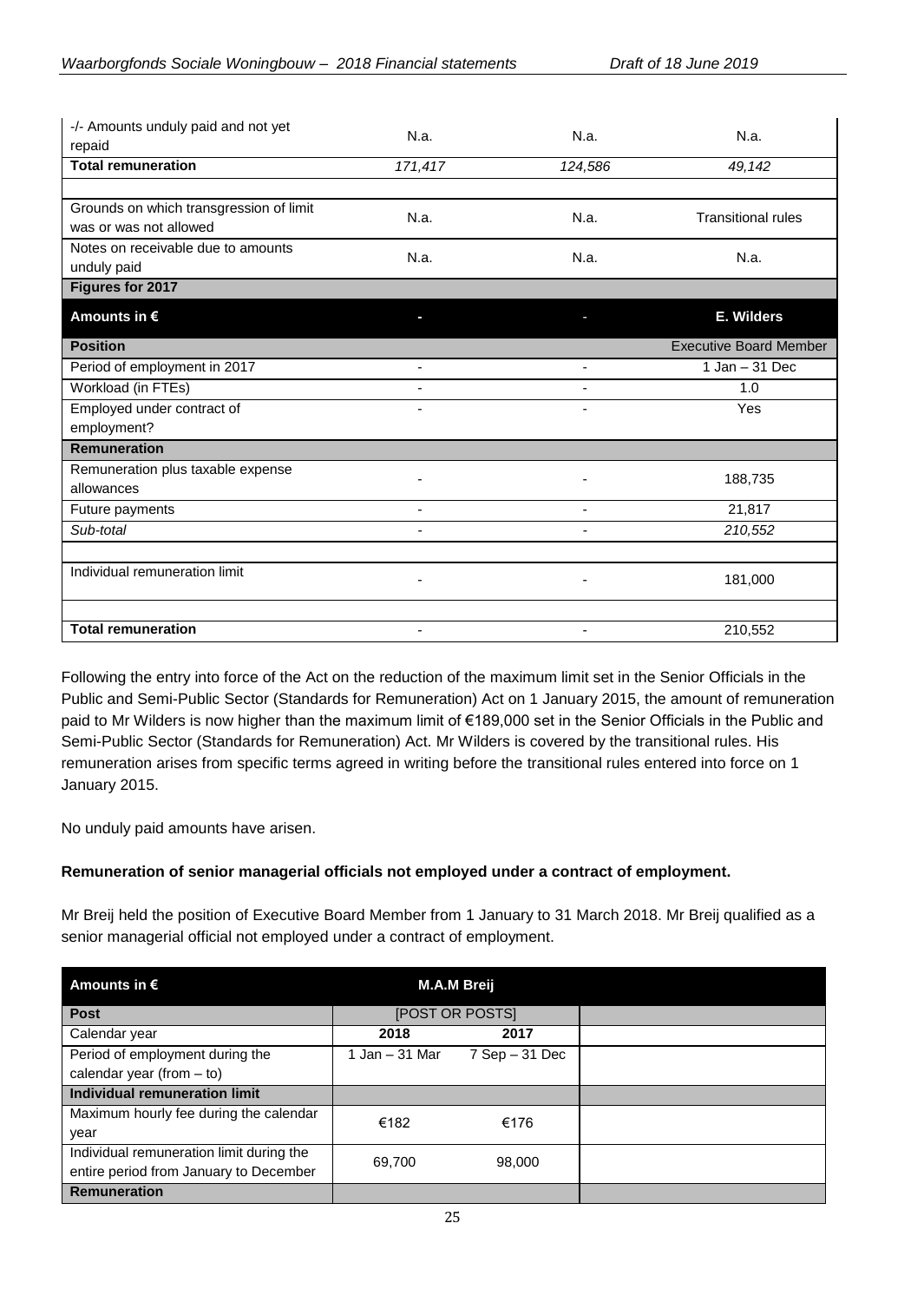| -/- Amounts unduly paid and not yet repaid | N.a. | N.a. | N.a. |
|---|---|---|---|
| **Total remuneration** | *171,417* | *124,586* | *49,142* |
| | | | |
| Grounds on which transgression of limit was or was not allowed | N.a. | N.a. | Transitional rules |
| Notes on receivable due to amounts unduly paid | N.a. | N.a. | N.a. |
| **Figures for 2017** | | | |
| **Amounts in €** | - | - | **E. Wilders** |
| **Position** | | | Executive Board Member |
| Period of employment in 2017 | - | - | 1 Jan – 31 Dec |
| Workload (in FTEs) | - | - | 1.0 |
| Employed under contract of employment? | - | - | Yes |
| **Remuneration** | | | |
| Remuneration plus taxable expense allowances | - | - | 188,735 |
| Future payments | - | - | 21,817 |
| *Sub-total* | - | - | *210,552* |
| | | | |
| Individual remuneration limit | - | - | 181,000 |
| | | | |
| **Total remuneration** | - | - | 210,552 |

Following the entry into force of the Act on the reduction of the maximum limit set in the Senior Officials in the Public and Semi-Public Sector (Standards for Remuneration) Act on 1 January 2015, the amount of remuneration paid to Mr Wilders is now higher than the maximum limit of €189,000 set in the Senior Officials in the Public and Semi-Public Sector (Standards for Remuneration) Act. Mr Wilders is covered by the transitional rules. His remuneration arises from specific terms agreed in writing before the transitional rules entered into force on 1 January 2015.

No unduly paid amounts have arisen.

**Remuneration of senior managerial officials not employed under a contract of employment.**

Mr Breij held the position of Executive Board Member from 1 January to 31 March 2018. Mr Breij qualified as a senior managerial official not employed under a contract of employment.

| **Amounts in €** | **M.A.M Breij** | | |
|---|---|---|---|
| **Post** | [POST OR POSTS] | | |
| Calendar year | **2018** | **2017** | |
| Period of employment during the calendar year (from – to) | 1 Jan – 31 Mar | 7 Sep – 31 Dec | |
| **Individual remuneration limit** | | | |
| Maximum hourly fee during the calendar year | €182 | €176 | |
| Individual remuneration limit during the entire period from January to December | 69,700 | 98,000 | |
| **Remuneration** | | | |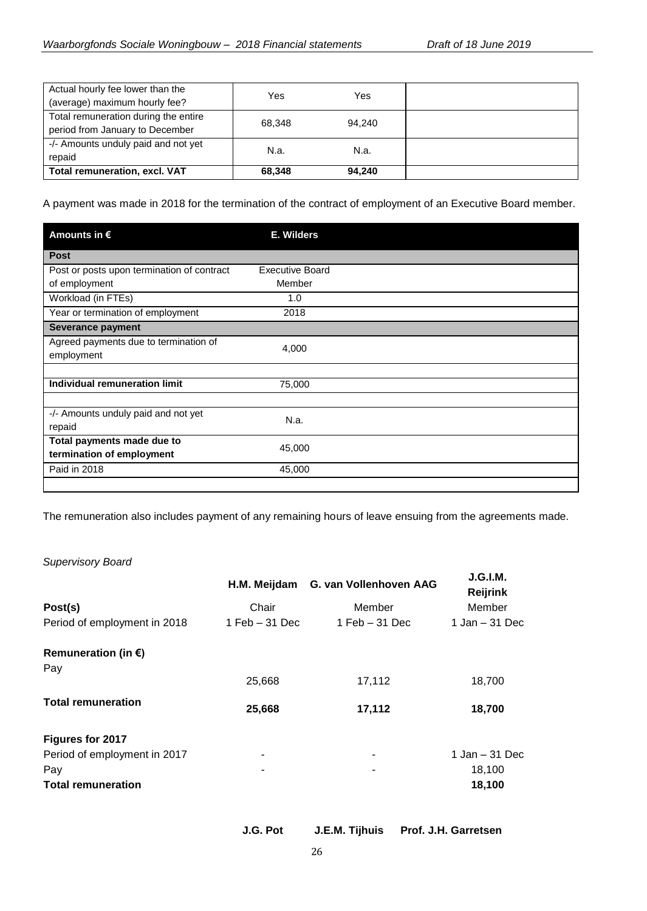| | | | |
|---|---|---|---|
| Actual hourly fee lower than the (average) maximum hourly fee? | Yes | Yes | |
| Total remuneration during the entire period from January to December | 68,348 | 94,240 | |
| -/- Amounts unduly paid and not yet repaid | N.a. | N.a. | |
| **Total remuneration, excl. VAT** | **68,348** | **94,240** | |

A payment was made in 2018 for the termination of the contract of employment of an Executive Board member.

| Amounts in € | E. Wilders |
|---|---|
| **Post** | |
| Post or posts upon termination of contract of employment | Executive Board Member |
| Workload (in FTEs) | 1.0 |
| Year or termination of employment | 2018 |
| **Severance payment** | |
| Agreed payments due to termination of employment | 4,000 |
| | |
| **Individual remuneration limit** | 75,000 |
| | |
| -/- Amounts unduly paid and not yet repaid | N.a. |
| **Total payments made due to termination of employment** | 45,000 |
| Paid in 2018 | 45,000 |
| | |

The remuneration also includes payment of any remaining hours of leave ensuing from the agreements made.

*Supervisory Board*

| | H.M. Meijdam | G. van Vollenhoven AAG | J.G.I.M. Reijrink |
|---|---|---|---|
| **Post(s)** | Chair | Member | Member |
| Period of employment in 2018 | 1 Feb – 31 Dec | 1 Feb – 31 Dec | 1 Jan – 31 Dec |
| **Remuneration (in €)** | | | |
| Pay | 25,668 | 17,112 | 18,700 |
| **Total remuneration** | **25,668** | **17,112** | **18,700** |
| **Figures for 2017** | | | |
| Period of employment in 2017 | - | - | 1 Jan – 31 Dec |
| Pay | - | - | 18,100 |
| **Total remuneration** | | | **18,100** |

| | J.G. Pot | J.E.M. Tijhuis | Prof. J.H. Garretsen |
|---|---|---|---|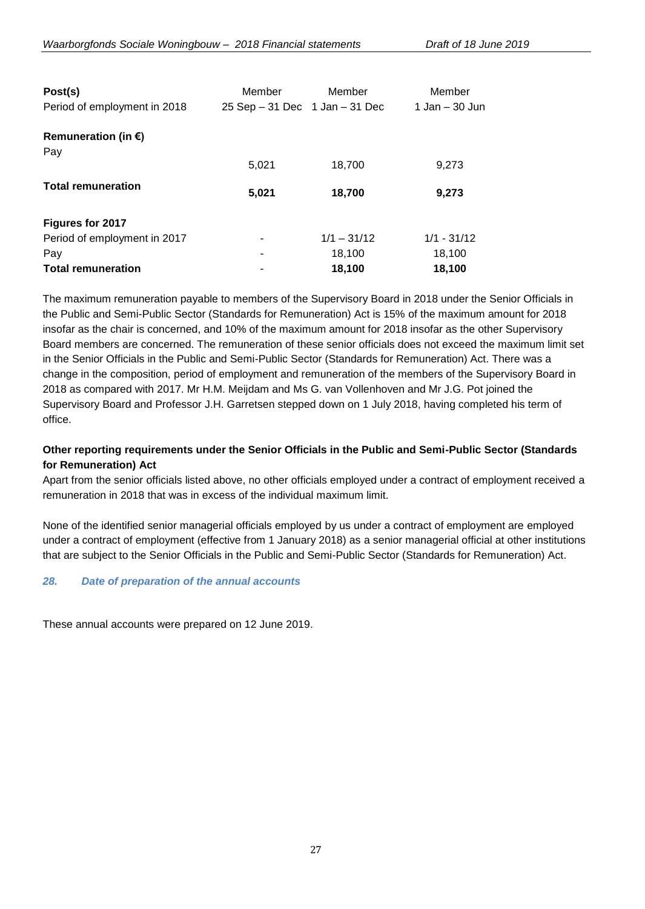| Post(s) | Member | Member | Member |
|---|---|---|---|
| Period of employment in 2018 | 25 Sep – 31 Dec | 1 Jan – 31 Dec | 1 Jan – 30 Jun |
| **Remuneration (in €)** | | | |
| Pay | 5,021 | 18,700 | 9,273 |
| **Total remuneration** | **5,021** | **18,700** | **9,273** |
| **Figures for 2017** | | | |
| Period of employment in 2017 | - | 1/1 – 31/12 | 1/1 - 31/12 |
| Pay | - | 18,100 | 18,100 |
| **Total remuneration** | - | **18,100** | **18,100** |

The maximum remuneration payable to members of the Supervisory Board in 2018 under the Senior Officials in the Public and Semi-Public Sector (Standards for Remuneration) Act is 15% of the maximum amount for 2018 insofar as the chair is concerned, and 10% of the maximum amount for 2018 insofar as the other Supervisory Board members are concerned. The remuneration of these senior officials does not exceed the maximum limit set in the Senior Officials in the Public and Semi-Public Sector (Standards for Remuneration) Act. There was a change in the composition, period of employment and remuneration of the members of the Supervisory Board in 2018 as compared with 2017. Mr H.M. Meijdam and Ms G. van Vollenhoven and Mr J.G. Pot joined the Supervisory Board and Professor J.H. Garretsen stepped down on 1 July 2018, having completed his term of office.

**Other reporting requirements under the Senior Officials in the Public and Semi-Public Sector (Standards for Remuneration) Act**

Apart from the senior officials listed above, no other officials employed under a contract of employment received a remuneration in 2018 that was in excess of the individual maximum limit.

None of the identified senior managerial officials employed by us under a contract of employment are employed under a contract of employment (effective from 1 January 2018) as a senior managerial official at other institutions that are subject to the Senior Officials in the Public and Semi-Public Sector (Standards for Remuneration) Act.

### *28. Date of preparation of the annual accounts*

These annual accounts were prepared on 12 June 2019.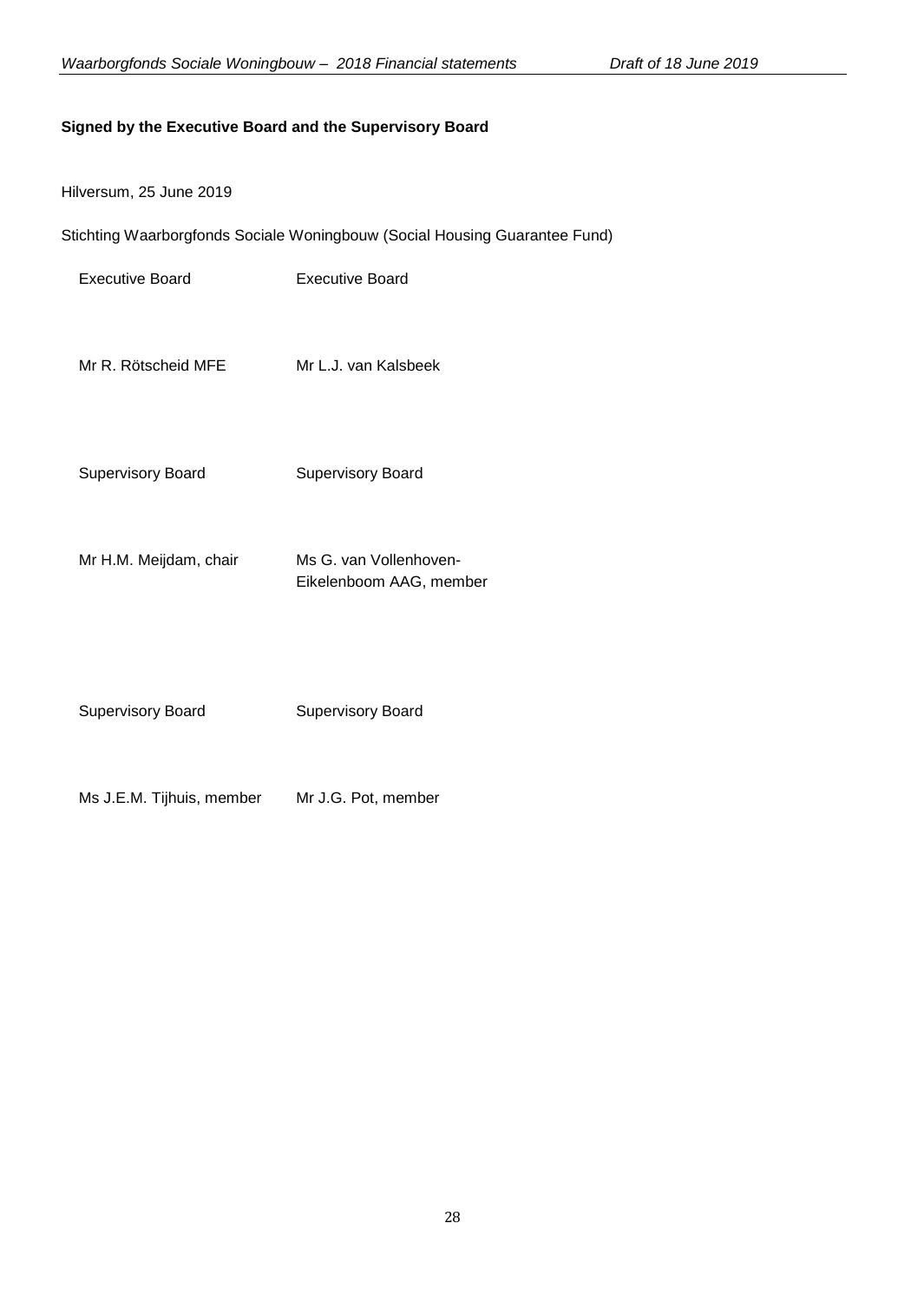**Signed by the Executive Board and the Supervisory Board**

Hilversum, 25 June 2019

Stichting Waarborgfonds Sociale Woningbouw (Social Housing Guarantee Fund)

| Executive Board | Executive Board |
|---|---|
| Mr R. Rötscheid MFE | Mr L.J. van Kalsbeek |
| | |
| Supervisory Board | Supervisory Board |
| Mr H.M. Meijdam, chair | Ms G. van Vollenhoven-Eikelenboom AAG, member |
| | |
| Supervisory Board | Supervisory Board |
| Ms J.E.M. Tijhuis, member | Mr J.G. Pot, member |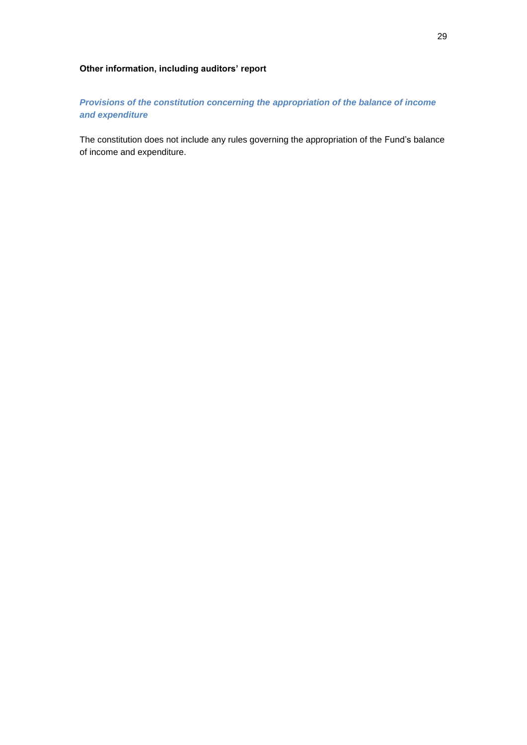## Other information, including auditors' report

### *Provisions of the constitution concerning the appropriation of the balance of income and expenditure*

The constitution does not include any rules governing the appropriation of the Fund's balance of income and expenditure.